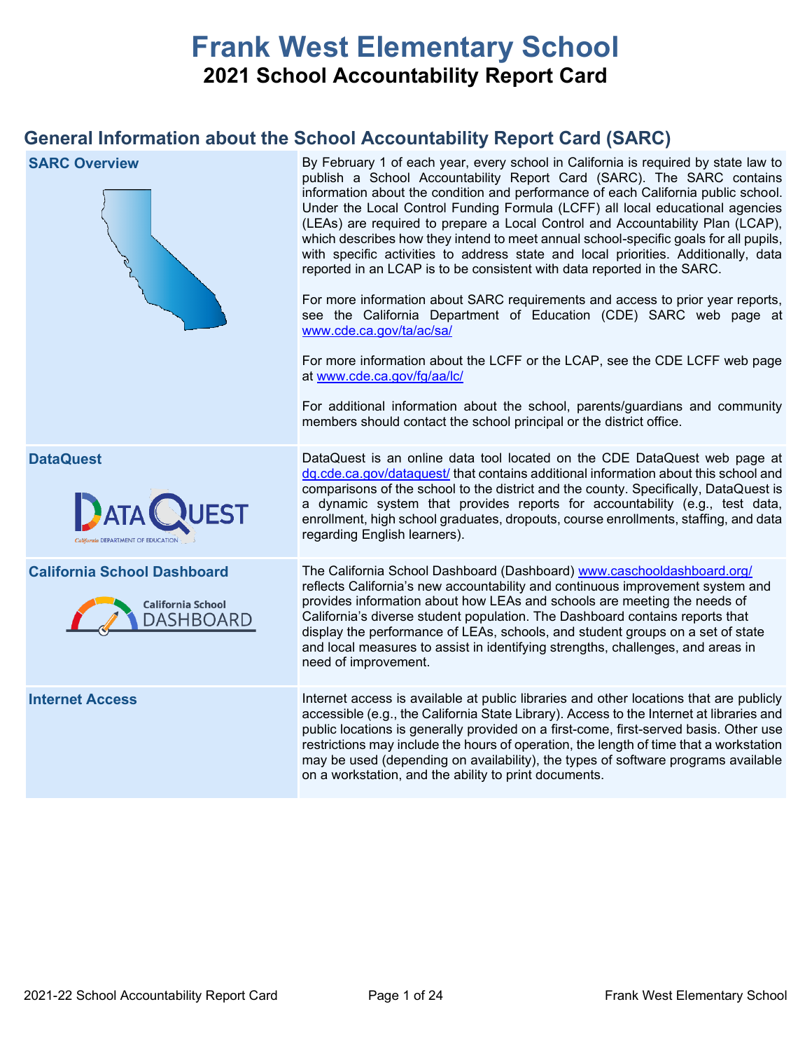# Frank West Elementary School

## 2021 School Accountability Report Card

## General Information about the School Accountability Report Card (SARC)

| | |
|---|---|
| **SARC Overview** | By February 1 of each year, every school in California is required by state law to publish a School Accountability Report Card (SARC). The SARC contains information about the condition and performance of each California public school. Under the Local Control Funding Formula (LCFF) all local educational agencies (LEAs) are required to prepare a Local Control and Accountability Plan (LCAP), which describes how they intend to meet annual school-specific goals for all pupils, with specific activities to address state and local priorities. Additionally, data reported in an LCAP is to be consistent with data reported in the SARC.<br><br>For more information about SARC requirements and access to prior year reports, see the California Department of Education (CDE) SARC web page at www.cde.ca.gov/ta/ac/sa/<br><br>For more information about the LCFF or the LCAP, see the CDE LCFF web page at www.cde.ca.gov/fg/aa/lc/<br><br>For additional information about the school, parents/guardians and community members should contact the school principal or the district office. |
| **DataQuest** | DataQuest is an online data tool located on the CDE DataQuest web page at dq.cde.ca.gov/dataquest/ that contains additional information about this school and comparisons of the school to the district and the county. Specifically, DataQuest is a dynamic system that provides reports for accountability (e.g., test data, enrollment, high school graduates, dropouts, course enrollments, staffing, and data regarding English learners). |
| **California School Dashboard** | The California School Dashboard (Dashboard) www.caschooldashboard.org/ reflects California's new accountability and continuous improvement system and provides information about how LEAs and schools are meeting the needs of California's diverse student population. The Dashboard contains reports that display the performance of LEAs, schools, and student groups on a set of state and local measures to assist in identifying strengths, challenges, and areas in need of improvement. |
| **Internet Access** | Internet access is available at public libraries and other locations that are publicly accessible (e.g., the California State Library). Access to the Internet at libraries and public locations is generally provided on a first-come, first-served basis. Other use restrictions may include the hours of operation, the length of time that a workstation may be used (depending on availability), the types of software programs available on a workstation, and the ability to print documents. |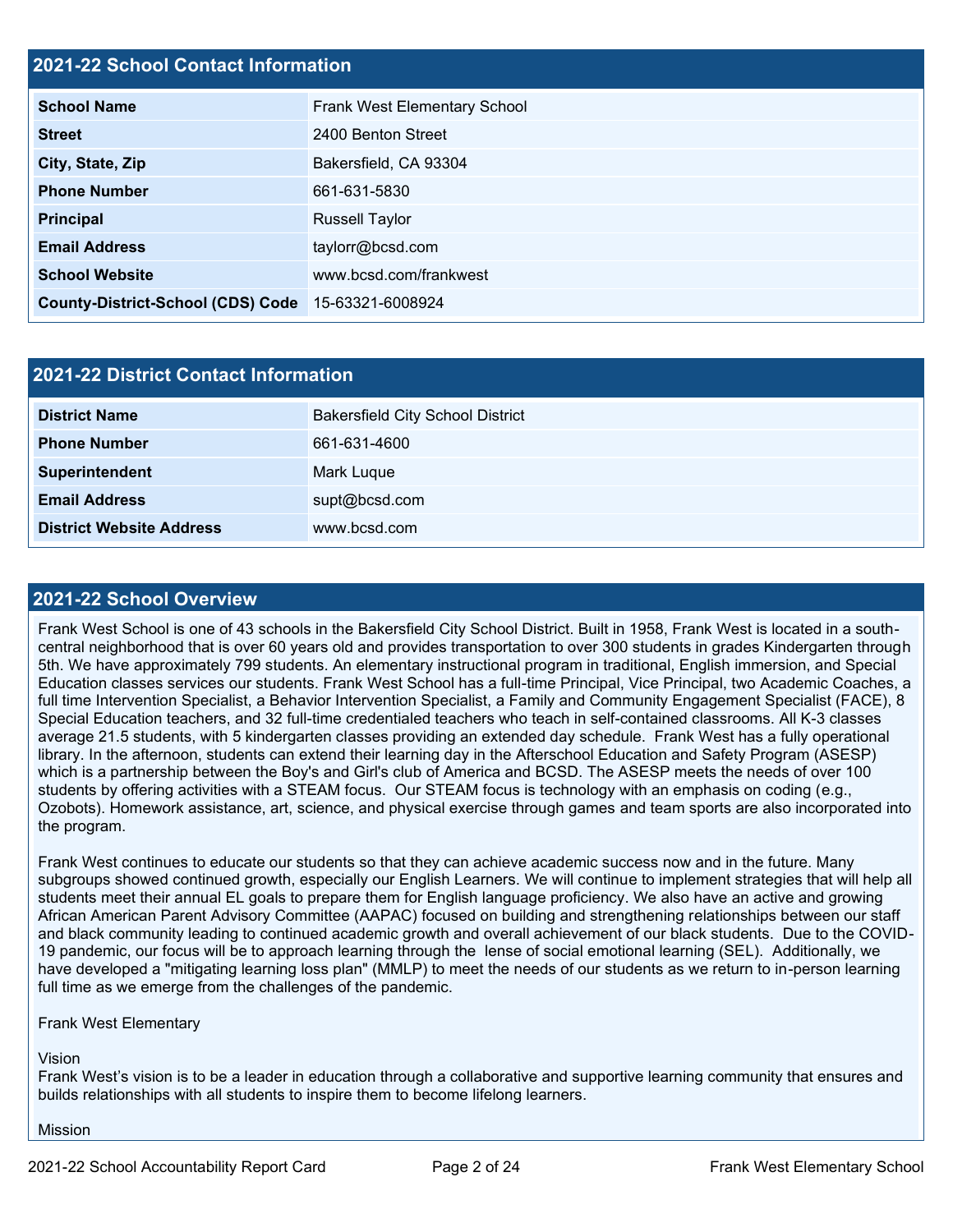## 2021-22 School Contact Information

| 2021-22 School Contact Information | |
|---|---|
| **School Name** | Frank West Elementary School |
| **Street** | 2400 Benton Street |
| **City, State, Zip** | Bakersfield, CA 93304 |
| **Phone Number** | 661-631-5830 |
| **Principal** | Russell Taylor |
| **Email Address** | taylorr@bcsd.com |
| **School Website** | www.bcsd.com/frankwest |
| **County-District-School (CDS) Code** | 15-63321-6008924 |

## 2021-22 District Contact Information

| 2021-22 District Contact Information | |
|---|---|
| **District Name** | Bakersfield City School District |
| **Phone Number** | 661-631-4600 |
| **Superintendent** | Mark Luque |
| **Email Address** | supt@bcsd.com |
| **District Website Address** | www.bcsd.com |

## 2021-22 School Overview

Frank West School is one of 43 schools in the Bakersfield City School District. Built in 1958, Frank West is located in a south-central neighborhood that is over 60 years old and provides transportation to over 300 students in grades Kindergarten through 5th. We have approximately 799 students. An elementary instructional program in traditional, English immersion, and Special Education classes services our students. Frank West School has a full-time Principal, Vice Principal, two Academic Coaches, a full time Intervention Specialist, a Behavior Intervention Specialist, a Family and Community Engagement Specialist (FACE), 8 Special Education teachers, and 32 full-time credentialed teachers who teach in self-contained classrooms. All K-3 classes average 21.5 students, with 5 kindergarten classes providing an extended day schedule. Frank West has a fully operational library. In the afternoon, students can extend their learning day in the Afterschool Education and Safety Program (ASESP) which is a partnership between the Boy's and Girl's club of America and BCSD. The ASESP meets the needs of over 100 students by offering activities with a STEAM focus. Our STEAM focus is technology with an emphasis on coding (e.g., Ozobots). Homework assistance, art, science, and physical exercise through games and team sports are also incorporated into the program.

Frank West continues to educate our students so that they can achieve academic success now and in the future. Many subgroups showed continued growth, especially our English Learners. We will continue to implement strategies that will help all students meet their annual EL goals to prepare them for English language proficiency. We also have an active and growing African American Parent Advisory Committee (AAPAC) focused on building and strengthening relationships between our staff and black community leading to continued academic growth and overall achievement of our black students. Due to the COVID-19 pandemic, our focus will be to approach learning through the lense of social emotional learning (SEL). Additionally, we have developed a "mitigating learning loss plan" (MMLP) to meet the needs of our students as we return to in-person learning full time as we emerge from the challenges of the pandemic.

Frank West Elementary

Vision
Frank West's vision is to be a leader in education through a collaborative and supportive learning community that ensures and builds relationships with all students to inspire them to become lifelong learners.

Mission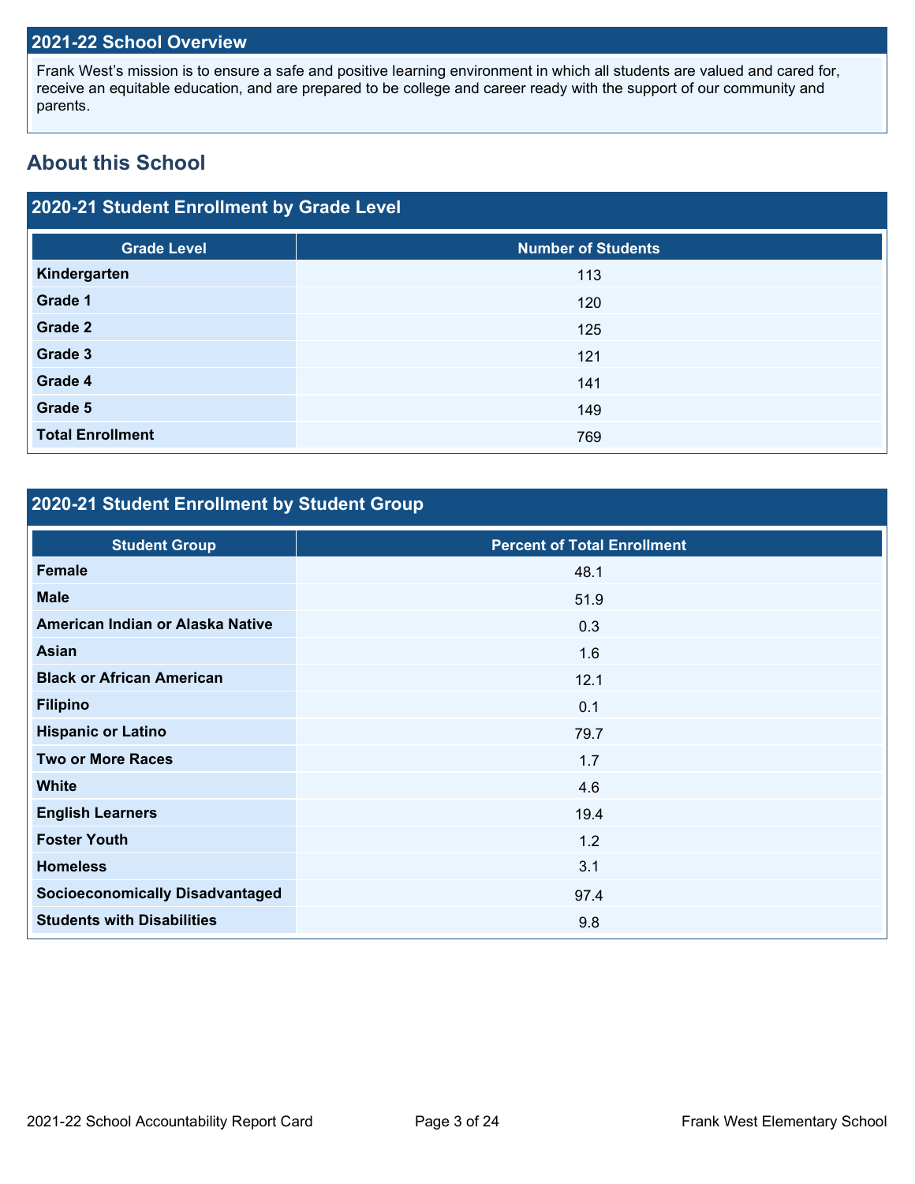## 2021-22 School Overview

Frank West's mission is to ensure a safe and positive learning environment in which all students are valued and cared for, receive an equitable education, and are prepared to be college and career ready with the support of our community and parents.

## About this School

### 2020-21 Student Enrollment by Grade Level

| Grade Level | Number of Students |
|---|---|
| **Kindergarten** | 113 |
| **Grade 1** | 120 |
| **Grade 2** | 125 |
| **Grade 3** | 121 |
| **Grade 4** | 141 |
| **Grade 5** | 149 |
| **Total Enrollment** | 769 |

### 2020-21 Student Enrollment by Student Group

| Student Group | Percent of Total Enrollment |
|---|---|
| **Female** | 48.1 |
| **Male** | 51.9 |
| **American Indian or Alaska Native** | 0.3 |
| **Asian** | 1.6 |
| **Black or African American** | 12.1 |
| **Filipino** | 0.1 |
| **Hispanic or Latino** | 79.7 |
| **Two or More Races** | 1.7 |
| **White** | 4.6 |
| **English Learners** | 19.4 |
| **Foster Youth** | 1.2 |
| **Homeless** | 3.1 |
| **Socioeconomically Disadvantaged** | 97.4 |
| **Students with Disabilities** | 9.8 |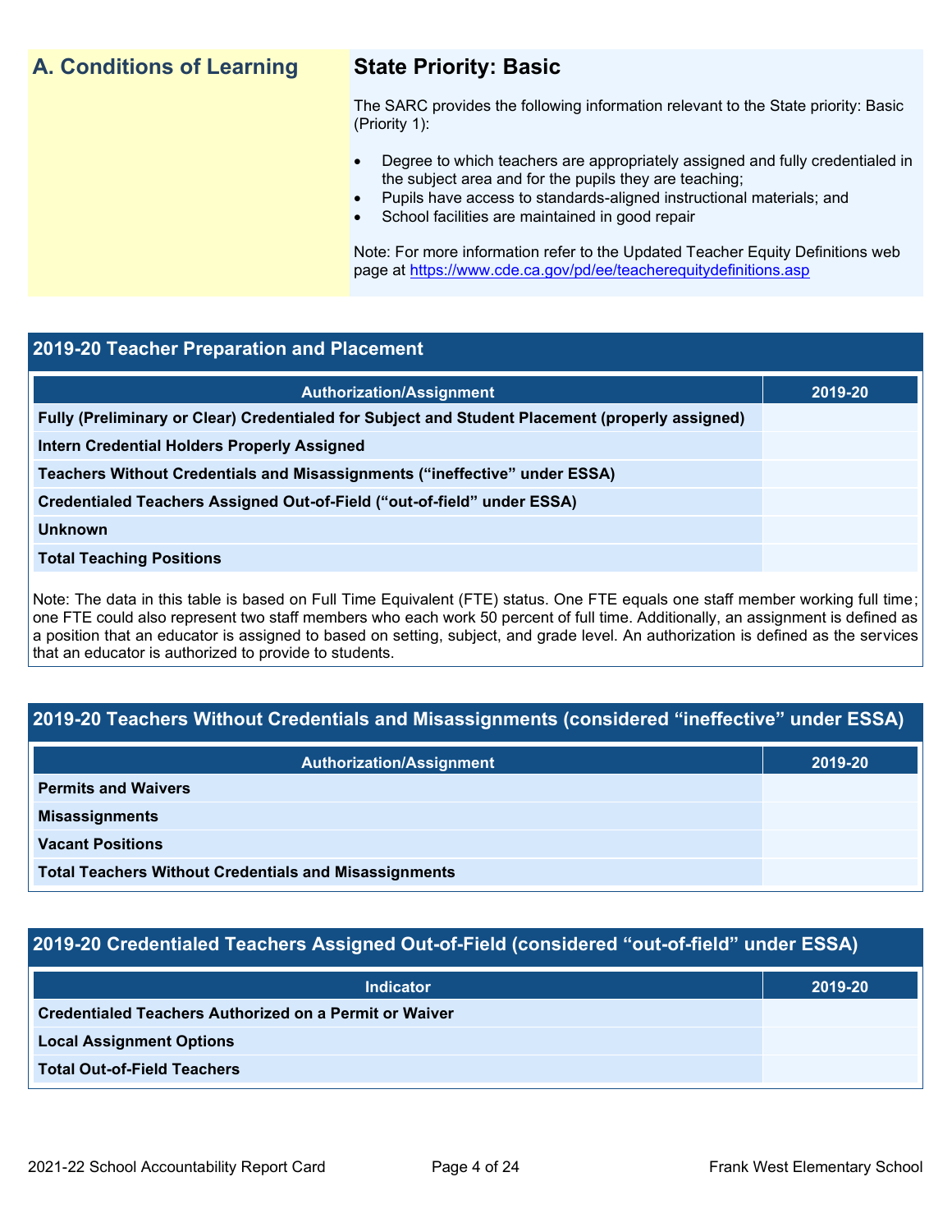## A. Conditions of Learning

### State Priority: Basic

The SARC provides the following information relevant to the State priority: Basic (Priority 1):

- Degree to which teachers are appropriately assigned and fully credentialed in the subject area and for the pupils they are teaching;
- Pupils have access to standards-aligned instructional materials; and
- School facilities are maintained in good repair

Note: For more information refer to the Updated Teacher Equity Definitions web page at https://www.cde.ca.gov/pd/ee/teacherequitydefinitions.asp

### 2019-20 Teacher Preparation and Placement

| Authorization/Assignment | 2019-20 |
| --- | --- |
| Fully (Preliminary or Clear) Credentialed for Subject and Student Placement (properly assigned) | |
| Intern Credential Holders Properly Assigned | |
| Teachers Without Credentials and Misassignments ("ineffective" under ESSA) | |
| Credentialed Teachers Assigned Out-of-Field ("out-of-field" under ESSA) | |
| Unknown | |
| Total Teaching Positions | |

Note: The data in this table is based on Full Time Equivalent (FTE) status. One FTE equals one staff member working full time; one FTE could also represent two staff members who each work 50 percent of full time. Additionally, an assignment is defined as a position that an educator is assigned to based on setting, subject, and grade level. An authorization is defined as the services that an educator is authorized to provide to students.

### 2019-20 Teachers Without Credentials and Misassignments (considered "ineffective" under ESSA)

| Authorization/Assignment | 2019-20 |
| --- | --- |
| Permits and Waivers | |
| Misassignments | |
| Vacant Positions | |
| Total Teachers Without Credentials and Misassignments | |

### 2019-20 Credentialed Teachers Assigned Out-of-Field (considered "out-of-field" under ESSA)

| Indicator | 2019-20 |
| --- | --- |
| Credentialed Teachers Authorized on a Permit or Waiver | |
| Local Assignment Options | |
| Total Out-of-Field Teachers | |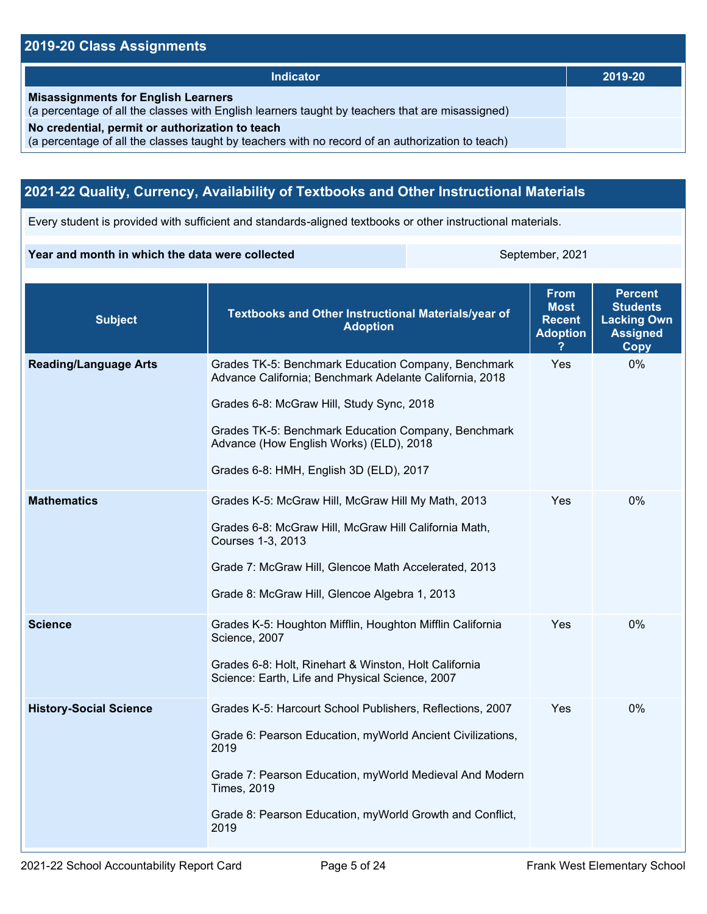## 2019-20 Class Assignments

| Indicator | 2019-20 |
| --- | --- |
| **Misassignments for English Learners** (a percentage of all the classes with English learners taught by teachers that are misassigned) | |
| **No credential, permit or authorization to teach** (a percentage of all the classes taught by teachers with no record of an authorization to teach) | |

## 2021-22 Quality, Currency, Availability of Textbooks and Other Instructional Materials

Every student is provided with sufficient and standards-aligned textbooks or other instructional materials.

| **Year and month in which the data were collected** | September, 2021 |
| --- | --- |

| Subject | Textbooks and Other Instructional Materials/year of Adoption | From Most Recent Adoption ? | Percent Students Lacking Own Assigned Copy |
| --- | --- | --- | --- |
| **Reading/Language Arts** | Grades TK-5: Benchmark Education Company, Benchmark Advance California; Benchmark Adelante California, 2018<br><br>Grades 6-8: McGraw Hill, Study Sync, 2018<br><br>Grades TK-5: Benchmark Education Company, Benchmark Advance (How English Works) (ELD), 2018<br><br>Grades 6-8: HMH, English 3D (ELD), 2017 | Yes | 0% |
| **Mathematics** | Grades K-5: McGraw Hill, McGraw Hill My Math, 2013<br><br>Grades 6-8: McGraw Hill, McGraw Hill California Math, Courses 1-3, 2013<br><br>Grade 7: McGraw Hill, Glencoe Math Accelerated, 2013<br><br>Grade 8: McGraw Hill, Glencoe Algebra 1, 2013 | Yes | 0% |
| **Science** | Grades K-5: Houghton Mifflin, Houghton Mifflin California Science, 2007<br><br>Grades 6-8: Holt, Rinehart & Winston, Holt California Science: Earth, Life and Physical Science, 2007 | Yes | 0% |
| **History-Social Science** | Grades K-5: Harcourt School Publishers, Reflections, 2007<br><br>Grade 6: Pearson Education, myWorld Ancient Civilizations, 2019<br><br>Grade 7: Pearson Education, myWorld Medieval And Modern Times, 2019<br><br>Grade 8: Pearson Education, myWorld Growth and Conflict, 2019 | Yes | 0% |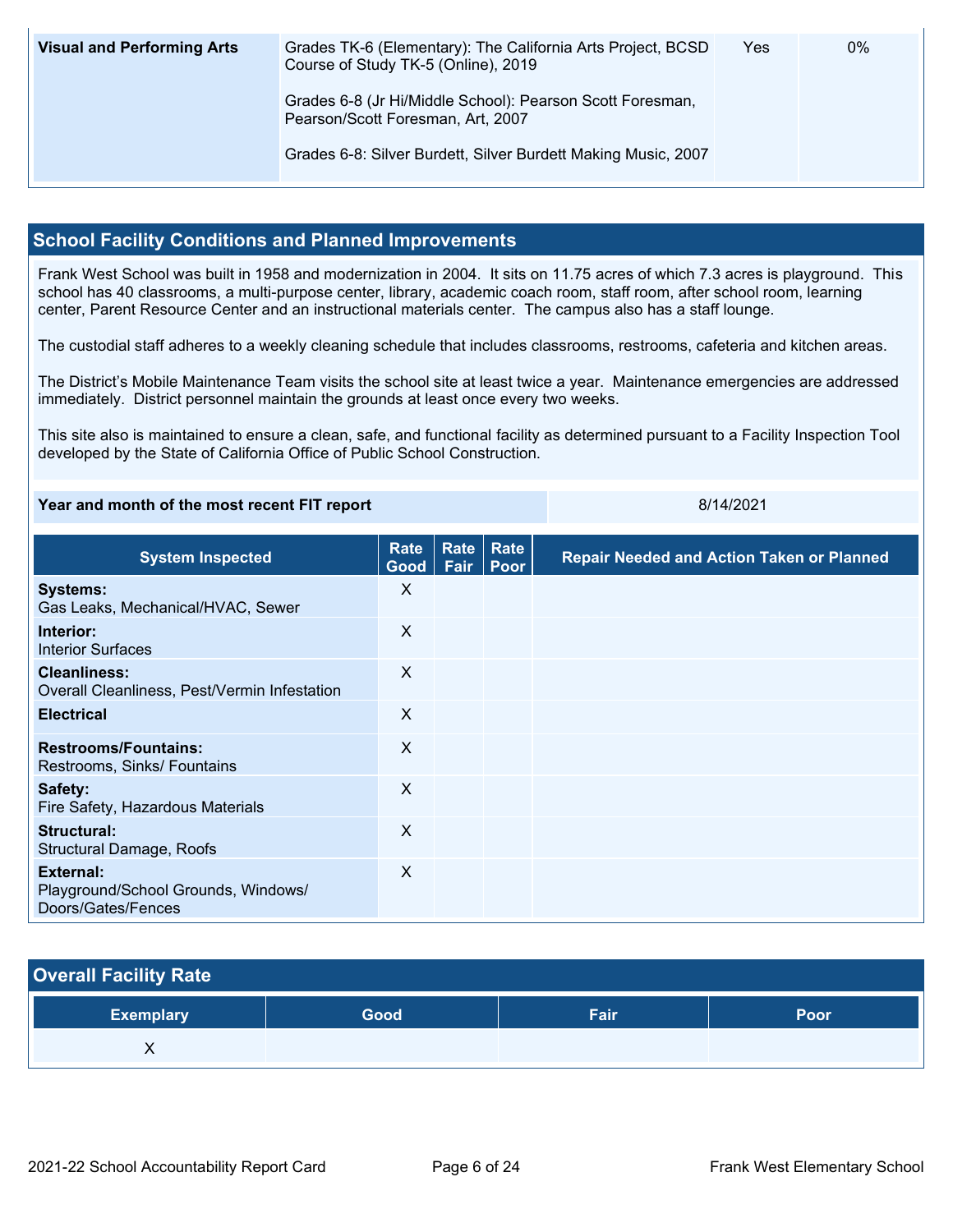| Visual and Performing Arts | Grades TK-6 (Elementary): The California Arts Project, BCSD Course of Study TK-5 (Online), 2019<br><br>Grades 6-8 (Jr Hi/Middle School): Pearson Scott Foresman, Pearson/Scott Foresman, Art, 2007<br><br>Grades 6-8: Silver Burdett, Silver Burdett Making Music, 2007 | Yes | 0% |
|---|---|---|---|

## School Facility Conditions and Planned Improvements

Frank West School was built in 1958 and modernization in 2004. It sits on 11.75 acres of which 7.3 acres is playground. This school has 40 classrooms, a multi-purpose center, library, academic coach room, staff room, after school room, learning center, Parent Resource Center and an instructional materials center. The campus also has a staff lounge.

The custodial staff adheres to a weekly cleaning schedule that includes classrooms, restrooms, cafeteria and kitchen areas.

The District's Mobile Maintenance Team visits the school site at least twice a year. Maintenance emergencies are addressed immediately. District personnel maintain the grounds at least once every two weeks.

This site also is maintained to ensure a clean, safe, and functional facility as determined pursuant to a Facility Inspection Tool developed by the State of California Office of Public School Construction.

| Year and month of the most recent FIT report | 8/14/2021 |
|---|---|

| System Inspected | Rate Good | Rate Fair | Rate Poor | Repair Needed and Action Taken or Planned |
|---|---|---|---|---|
| **Systems:** Gas Leaks, Mechanical/HVAC, Sewer | X | | | |
| **Interior:** Interior Surfaces | X | | | |
| **Cleanliness:** Overall Cleanliness, Pest/Vermin Infestation | X | | | |
| **Electrical** | X | | | |
| **Restrooms/Fountains:** Restrooms, Sinks/ Fountains | X | | | |
| **Safety:** Fire Safety, Hazardous Materials | X | | | |
| **Structural:** Structural Damage, Roofs | X | | | |
| **External:** Playground/School Grounds, Windows/ Doors/Gates/Fences | X | | | |

## Overall Facility Rate

| Exemplary | Good | Fair | Poor |
|---|---|---|---|
| X | | | |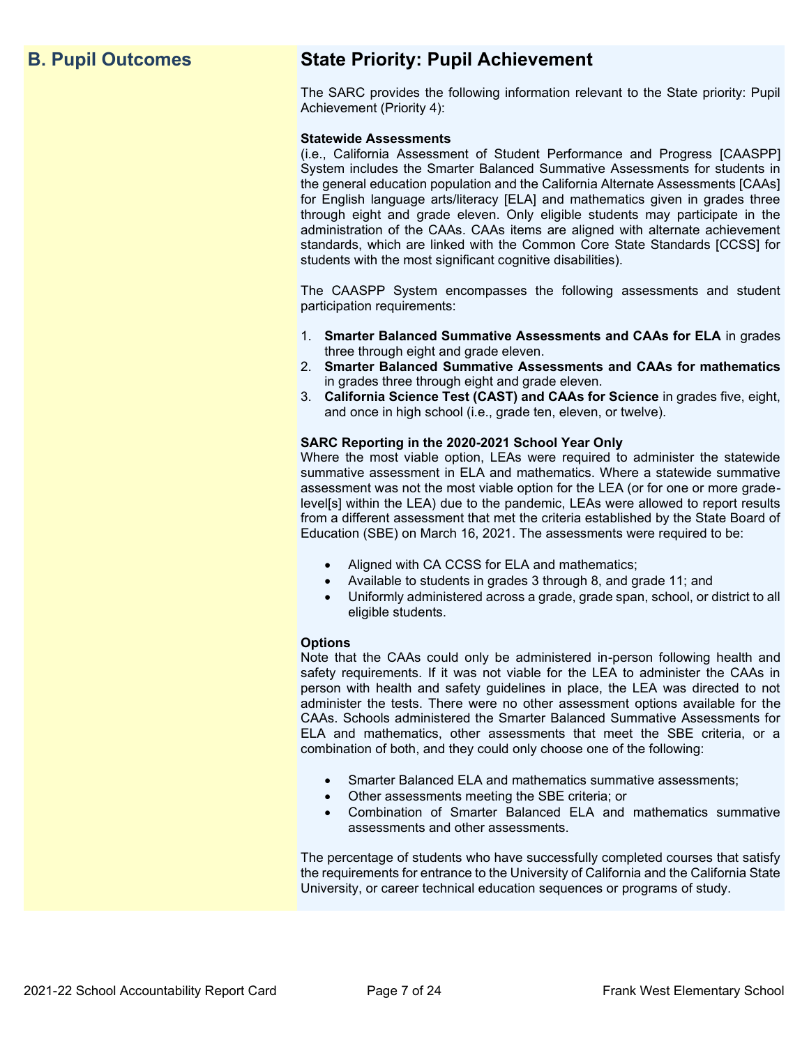## B. Pupil Outcomes

## State Priority: Pupil Achievement

The SARC provides the following information relevant to the State priority: Pupil Achievement (Priority 4):

**Statewide Assessments**
(i.e., California Assessment of Student Performance and Progress [CAASPP] System includes the Smarter Balanced Summative Assessments for students in the general education population and the California Alternate Assessments [CAAs] for English language arts/literacy [ELA] and mathematics given in grades three through eight and grade eleven. Only eligible students may participate in the administration of the CAAs. CAAs items are aligned with alternate achievement standards, which are linked with the Common Core State Standards [CCSS] for students with the most significant cognitive disabilities).

The CAASPP System encompasses the following assessments and student participation requirements:

1. **Smarter Balanced Summative Assessments and CAAs for ELA** in grades three through eight and grade eleven.
2. **Smarter Balanced Summative Assessments and CAAs for mathematics** in grades three through eight and grade eleven.
3. **California Science Test (CAST) and CAAs for Science** in grades five, eight, and once in high school (i.e., grade ten, eleven, or twelve).

**SARC Reporting in the 2020-2021 School Year Only**
Where the most viable option, LEAs were required to administer the statewide summative assessment in ELA and mathematics. Where a statewide summative assessment was not the most viable option for the LEA (or for one or more grade-level[s] within the LEA) due to the pandemic, LEAs were allowed to report results from a different assessment that met the criteria established by the State Board of Education (SBE) on March 16, 2021. The assessments were required to be:

- Aligned with CA CCSS for ELA and mathematics;
- Available to students in grades 3 through 8, and grade 11; and
- Uniformly administered across a grade, grade span, school, or district to all eligible students.

**Options**
Note that the CAAs could only be administered in-person following health and safety requirements. If it was not viable for the LEA to administer the CAAs in person with health and safety guidelines in place, the LEA was directed to not administer the tests. There were no other assessment options available for the CAAs. Schools administered the Smarter Balanced Summative Assessments for ELA and mathematics, other assessments that meet the SBE criteria, or a combination of both, and they could only choose one of the following:

- Smarter Balanced ELA and mathematics summative assessments;
- Other assessments meeting the SBE criteria; or
- Combination of Smarter Balanced ELA and mathematics summative assessments and other assessments.

The percentage of students who have successfully completed courses that satisfy the requirements for entrance to the University of California and the California State University, or career technical education sequences or programs of study.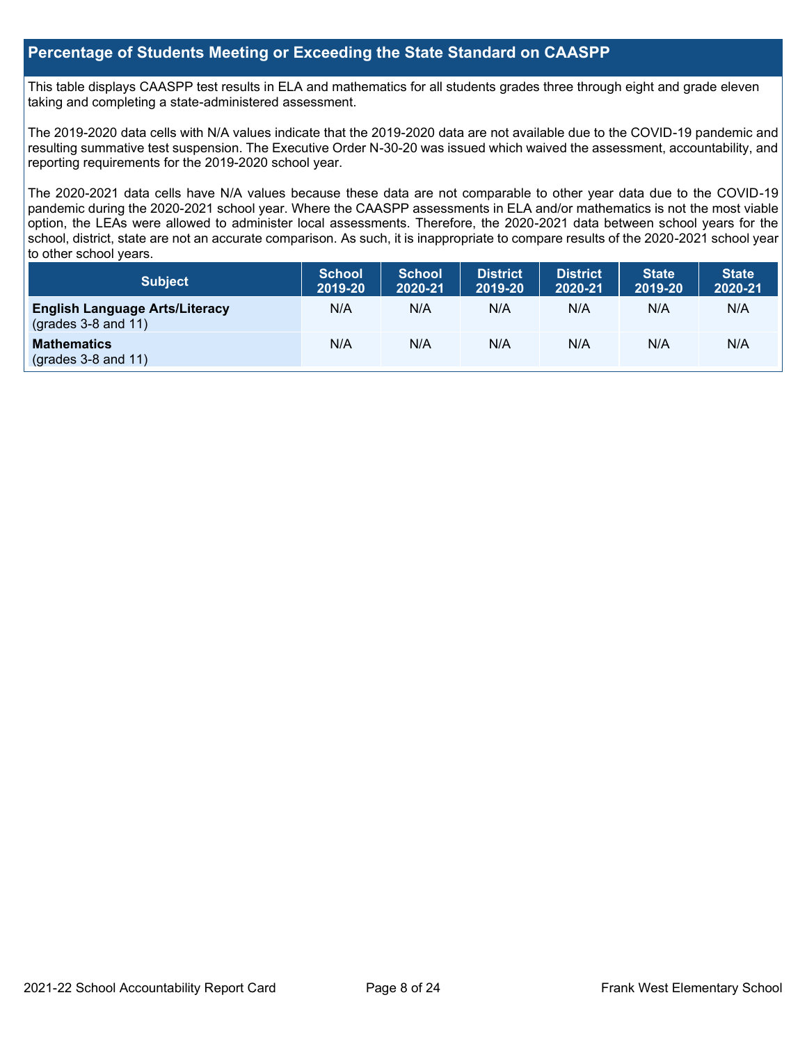## Percentage of Students Meeting or Exceeding the State Standard on CAASPP

This table displays CAASPP test results in ELA and mathematics for all students grades three through eight and grade eleven taking and completing a state-administered assessment.

The 2019-2020 data cells with N/A values indicate that the 2019-2020 data are not available due to the COVID-19 pandemic and resulting summative test suspension. The Executive Order N-30-20 was issued which waived the assessment, accountability, and reporting requirements for the 2019-2020 school year.

The 2020-2021 data cells have N/A values because these data are not comparable to other year data due to the COVID-19 pandemic during the 2020-2021 school year. Where the CAASPP assessments in ELA and/or mathematics is not the most viable option, the LEAs were allowed to administer local assessments. Therefore, the 2020-2021 data between school years for the school, district, state are not an accurate comparison. As such, it is inappropriate to compare results of the 2020-2021 school year to other school years.

| Subject | School 2019-20 | School 2020-21 | District 2019-20 | District 2020-21 | State 2019-20 | State 2020-21 |
|---|---|---|---|---|---|---|
| **English Language Arts/Literacy** (grades 3-8 and 11) | N/A | N/A | N/A | N/A | N/A | N/A |
| **Mathematics** (grades 3-8 and 11) | N/A | N/A | N/A | N/A | N/A | N/A |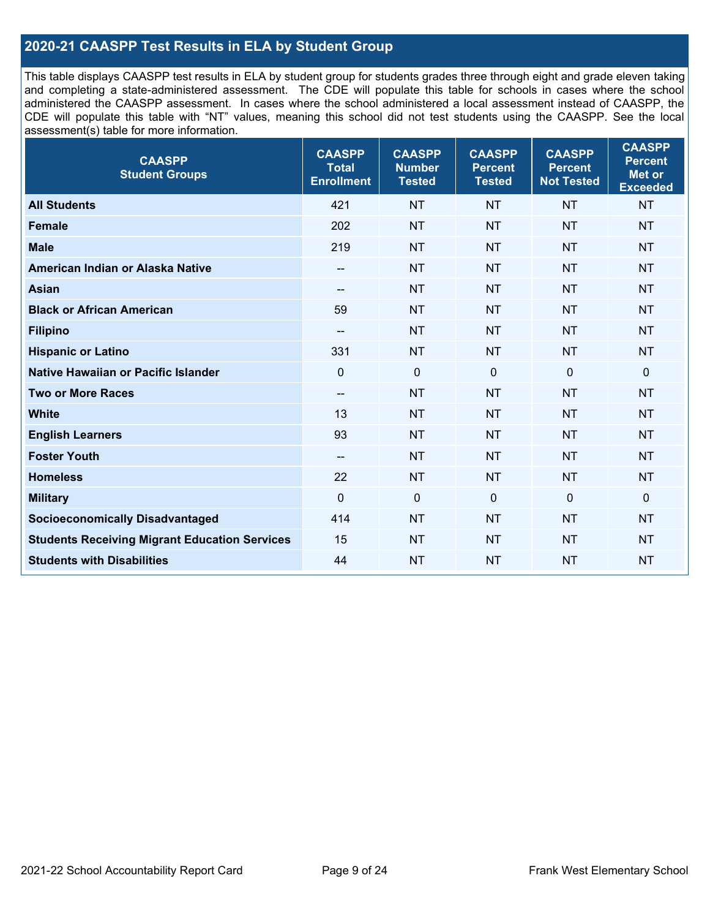## 2020-21 CAASPP Test Results in ELA by Student Group

This table displays CAASPP test results in ELA by student group for students grades three through eight and grade eleven taking and completing a state-administered assessment. The CDE will populate this table for schools in cases where the school administered the CAASPP assessment. In cases where the school administered a local assessment instead of CAASPP, the CDE will populate this table with "NT" values, meaning this school did not test students using the CAASPP. See the local assessment(s) table for more information.

| CAASPP Student Groups | CAASPP Total Enrollment | CAASPP Number Tested | CAASPP Percent Tested | CAASPP Percent Not Tested | CAASPP Percent Met or Exceeded |
|---|---|---|---|---|---|
| **All Students** | 421 | NT | NT | NT | NT |
| **Female** | 202 | NT | NT | NT | NT |
| **Male** | 219 | NT | NT | NT | NT |
| **American Indian or Alaska Native** | -- | NT | NT | NT | NT |
| **Asian** | -- | NT | NT | NT | NT |
| **Black or African American** | 59 | NT | NT | NT | NT |
| **Filipino** | -- | NT | NT | NT | NT |
| **Hispanic or Latino** | 331 | NT | NT | NT | NT |
| **Native Hawaiian or Pacific Islander** | 0 | 0 | 0 | 0 | 0 |
| **Two or More Races** | -- | NT | NT | NT | NT |
| **White** | 13 | NT | NT | NT | NT |
| **English Learners** | 93 | NT | NT | NT | NT |
| **Foster Youth** | -- | NT | NT | NT | NT |
| **Homeless** | 22 | NT | NT | NT | NT |
| **Military** | 0 | 0 | 0 | 0 | 0 |
| **Socioeconomically Disadvantaged** | 414 | NT | NT | NT | NT |
| **Students Receiving Migrant Education Services** | 15 | NT | NT | NT | NT |
| **Students with Disabilities** | 44 | NT | NT | NT | NT |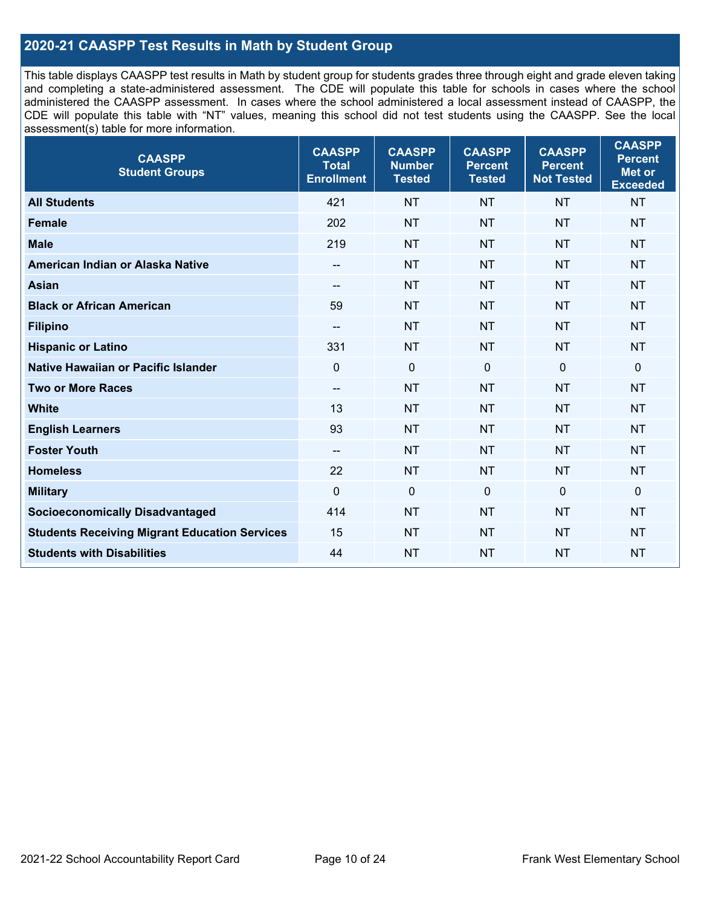## 2020-21 CAASPP Test Results in Math by Student Group

This table displays CAASPP test results in Math by student group for students grades three through eight and grade eleven taking and completing a state-administered assessment. The CDE will populate this table for schools in cases where the school administered the CAASPP assessment. In cases where the school administered a local assessment instead of CAASPP, the CDE will populate this table with "NT" values, meaning this school did not test students using the CAASPP. See the local assessment(s) table for more information.

| CAASPP Student Groups | CAASPP Total Enrollment | CAASPP Number Tested | CAASPP Percent Tested | CAASPP Percent Not Tested | CAASPP Percent Met or Exceeded |
|---|---|---|---|---|---|
| **All Students** | 421 | NT | NT | NT | NT |
| **Female** | 202 | NT | NT | NT | NT |
| **Male** | 219 | NT | NT | NT | NT |
| **American Indian or Alaska Native** | -- | NT | NT | NT | NT |
| **Asian** | -- | NT | NT | NT | NT |
| **Black or African American** | 59 | NT | NT | NT | NT |
| **Filipino** | -- | NT | NT | NT | NT |
| **Hispanic or Latino** | 331 | NT | NT | NT | NT |
| **Native Hawaiian or Pacific Islander** | 0 | 0 | 0 | 0 | 0 |
| **Two or More Races** | -- | NT | NT | NT | NT |
| **White** | 13 | NT | NT | NT | NT |
| **English Learners** | 93 | NT | NT | NT | NT |
| **Foster Youth** | -- | NT | NT | NT | NT |
| **Homeless** | 22 | NT | NT | NT | NT |
| **Military** | 0 | 0 | 0 | 0 | 0 |
| **Socioeconomically Disadvantaged** | 414 | NT | NT | NT | NT |
| **Students Receiving Migrant Education Services** | 15 | NT | NT | NT | NT |
| **Students with Disabilities** | 44 | NT | NT | NT | NT |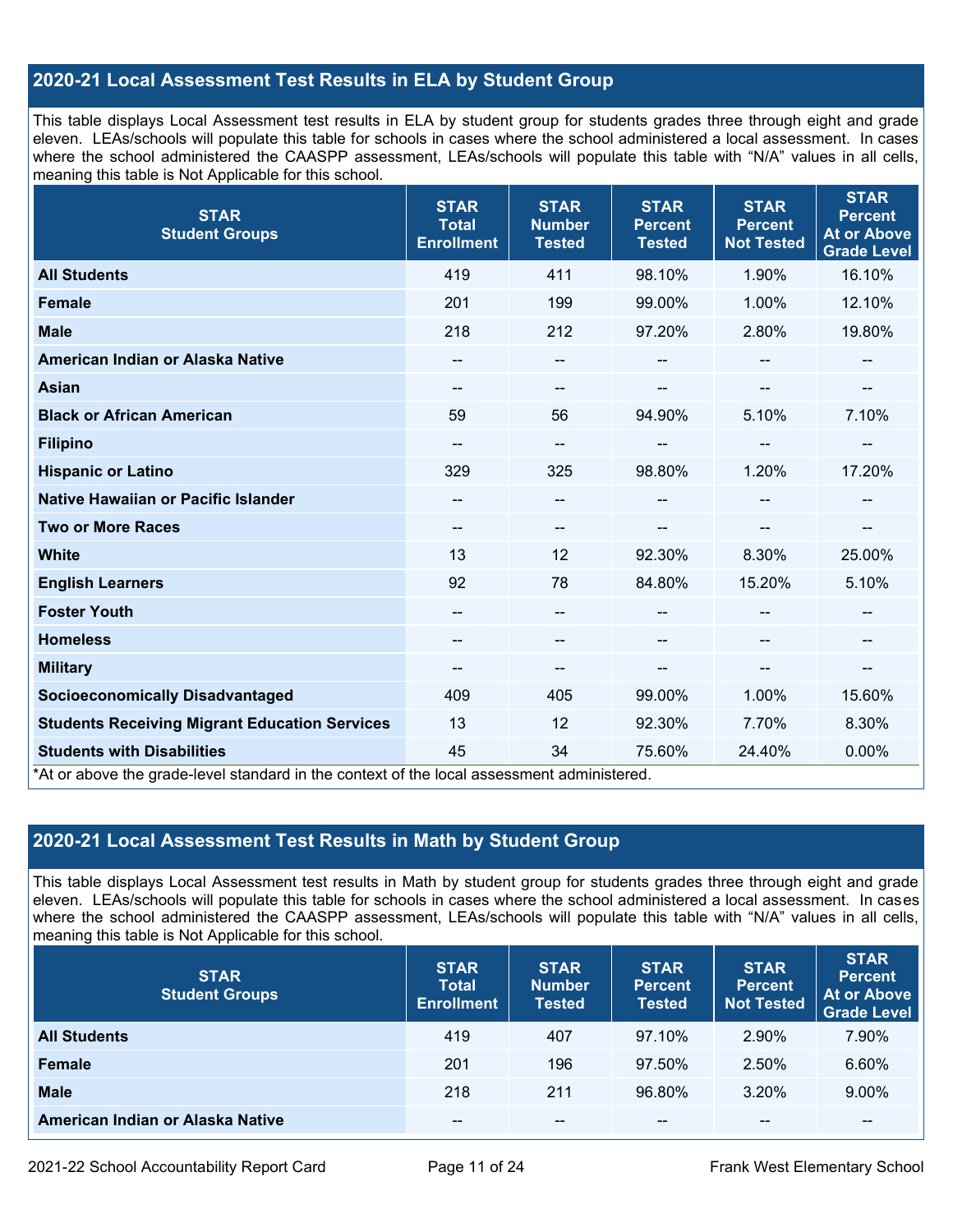## 2020-21 Local Assessment Test Results in ELA by Student Group

This table displays Local Assessment test results in ELA by student group for students grades three through eight and grade eleven. LEAs/schools will populate this table for schools in cases where the school administered a local assessment. In cases where the school administered the CAASPP assessment, LEAs/schools will populate this table with "N/A" values in all cells, meaning this table is Not Applicable for this school.

| STAR Student Groups | STAR Total Enrollment | STAR Number Tested | STAR Percent Tested | STAR Percent Not Tested | STAR Percent At or Above Grade Level |
|---|---|---|---|---|---|
| **All Students** | 419 | 411 | 98.10% | 1.90% | 16.10% |
| **Female** | 201 | 199 | 99.00% | 1.00% | 12.10% |
| **Male** | 218 | 212 | 97.20% | 2.80% | 19.80% |
| **American Indian or Alaska Native** | -- | -- | -- | -- | -- |
| **Asian** | -- | -- | -- | -- | -- |
| **Black or African American** | 59 | 56 | 94.90% | 5.10% | 7.10% |
| **Filipino** | -- | -- | -- | -- | -- |
| **Hispanic or Latino** | 329 | 325 | 98.80% | 1.20% | 17.20% |
| **Native Hawaiian or Pacific Islander** | -- | -- | -- | -- | -- |
| **Two or More Races** | -- | -- | -- | -- | -- |
| **White** | 13 | 12 | 92.30% | 8.30% | 25.00% |
| **English Learners** | 92 | 78 | 84.80% | 15.20% | 5.10% |
| **Foster Youth** | -- | -- | -- | -- | -- |
| **Homeless** | -- | -- | -- | -- | -- |
| **Military** | -- | -- | -- | -- | -- |
| **Socioeconomically Disadvantaged** | 409 | 405 | 99.00% | 1.00% | 15.60% |
| **Students Receiving Migrant Education Services** | 13 | 12 | 92.30% | 7.70% | 8.30% |
| **Students with Disabilities** | 45 | 34 | 75.60% | 24.40% | 0.00% |

*At or above the grade-level standard in the context of the local assessment administered.

## 2020-21 Local Assessment Test Results in Math by Student Group

This table displays Local Assessment test results in Math by student group for students grades three through eight and grade eleven. LEAs/schools will populate this table for schools in cases where the school administered a local assessment. In cases where the school administered the CAASPP assessment, LEAs/schools will populate this table with "N/A" values in all cells, meaning this table is Not Applicable for this school.

| STAR Student Groups | STAR Total Enrollment | STAR Number Tested | STAR Percent Tested | STAR Percent Not Tested | STAR Percent At or Above Grade Level |
|---|---|---|---|---|---|
| **All Students** | 419 | 407 | 97.10% | 2.90% | 7.90% |
| **Female** | 201 | 196 | 97.50% | 2.50% | 6.60% |
| **Male** | 218 | 211 | 96.80% | 3.20% | 9.00% |
| **American Indian or Alaska Native** | -- | -- | -- | -- | -- |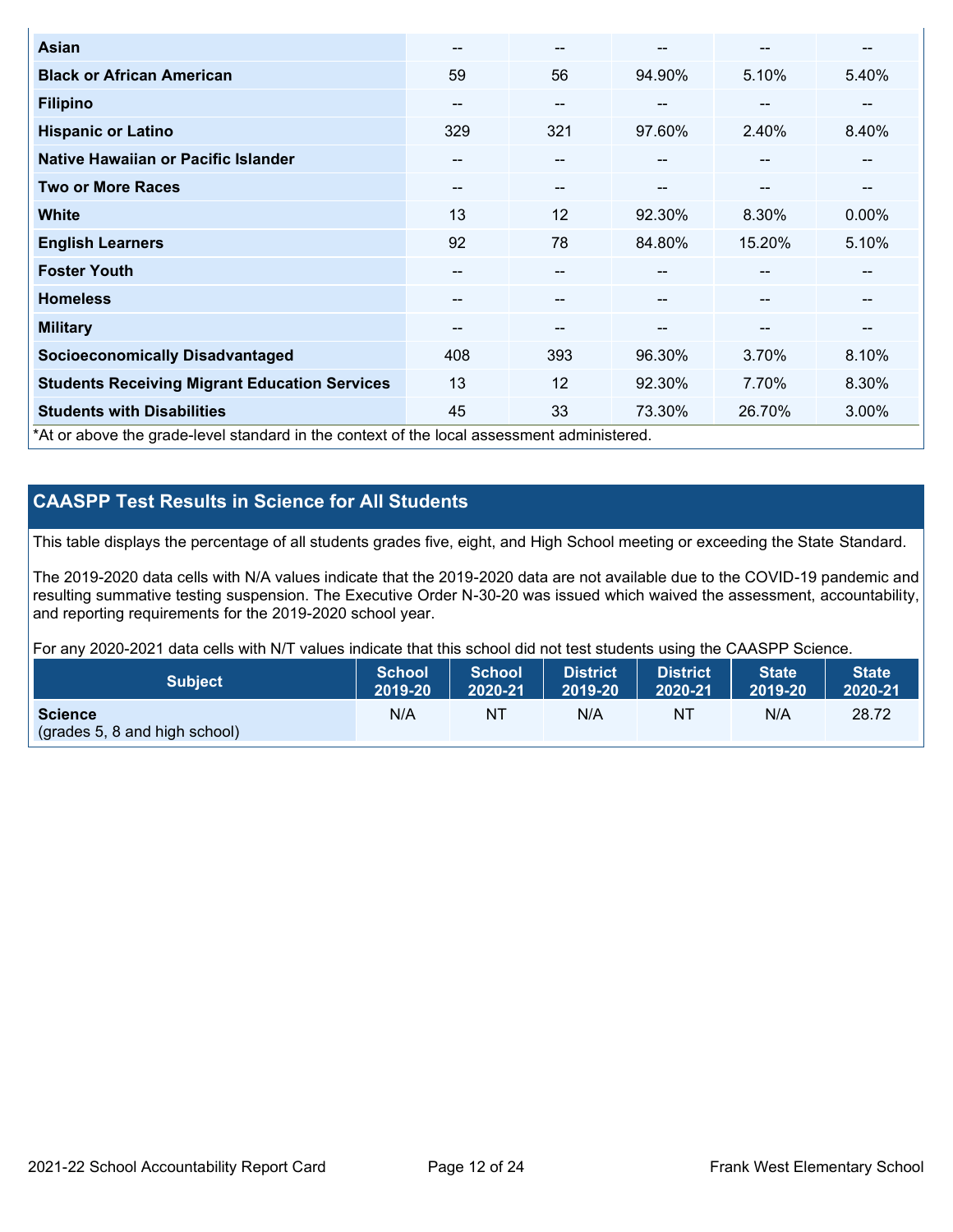| | | | | | |
|---|---|---|---|---|---|
| **Asian** | -- | -- | -- | -- | -- |
| **Black or African American** | 59 | 56 | 94.90% | 5.10% | 5.40% |
| **Filipino** | -- | -- | -- | -- | -- |
| **Hispanic or Latino** | 329 | 321 | 97.60% | 2.40% | 8.40% |
| **Native Hawaiian or Pacific Islander** | -- | -- | -- | -- | -- |
| **Two or More Races** | -- | -- | -- | -- | -- |
| **White** | 13 | 12 | 92.30% | 8.30% | 0.00% |
| **English Learners** | 92 | 78 | 84.80% | 15.20% | 5.10% |
| **Foster Youth** | -- | -- | -- | -- | -- |
| **Homeless** | -- | -- | -- | -- | -- |
| **Military** | -- | -- | -- | -- | -- |
| **Socioeconomically Disadvantaged** | 408 | 393 | 96.30% | 3.70% | 8.10% |
| **Students Receiving Migrant Education Services** | 13 | 12 | 92.30% | 7.70% | 8.30% |
| **Students with Disabilities** | 45 | 33 | 73.30% | 26.70% | 3.00% |

*At or above the grade-level standard in the context of the local assessment administered.

## CAASPP Test Results in Science for All Students

This table displays the percentage of all students grades five, eight, and High School meeting or exceeding the State Standard.

The 2019-2020 data cells with N/A values indicate that the 2019-2020 data are not available due to the COVID-19 pandemic and resulting summative testing suspension. The Executive Order N-30-20 was issued which waived the assessment, accountability, and reporting requirements for the 2019-2020 school year.

For any 2020-2021 data cells with N/T values indicate that this school did not test students using the CAASPP Science.

| Subject | School 2019-20 | School 2020-21 | District 2019-20 | District 2020-21 | State 2019-20 | State 2020-21 |
|---|---|---|---|---|---|---|
| **Science** (grades 5, 8 and high school) | N/A | NT | N/A | NT | N/A | 28.72 |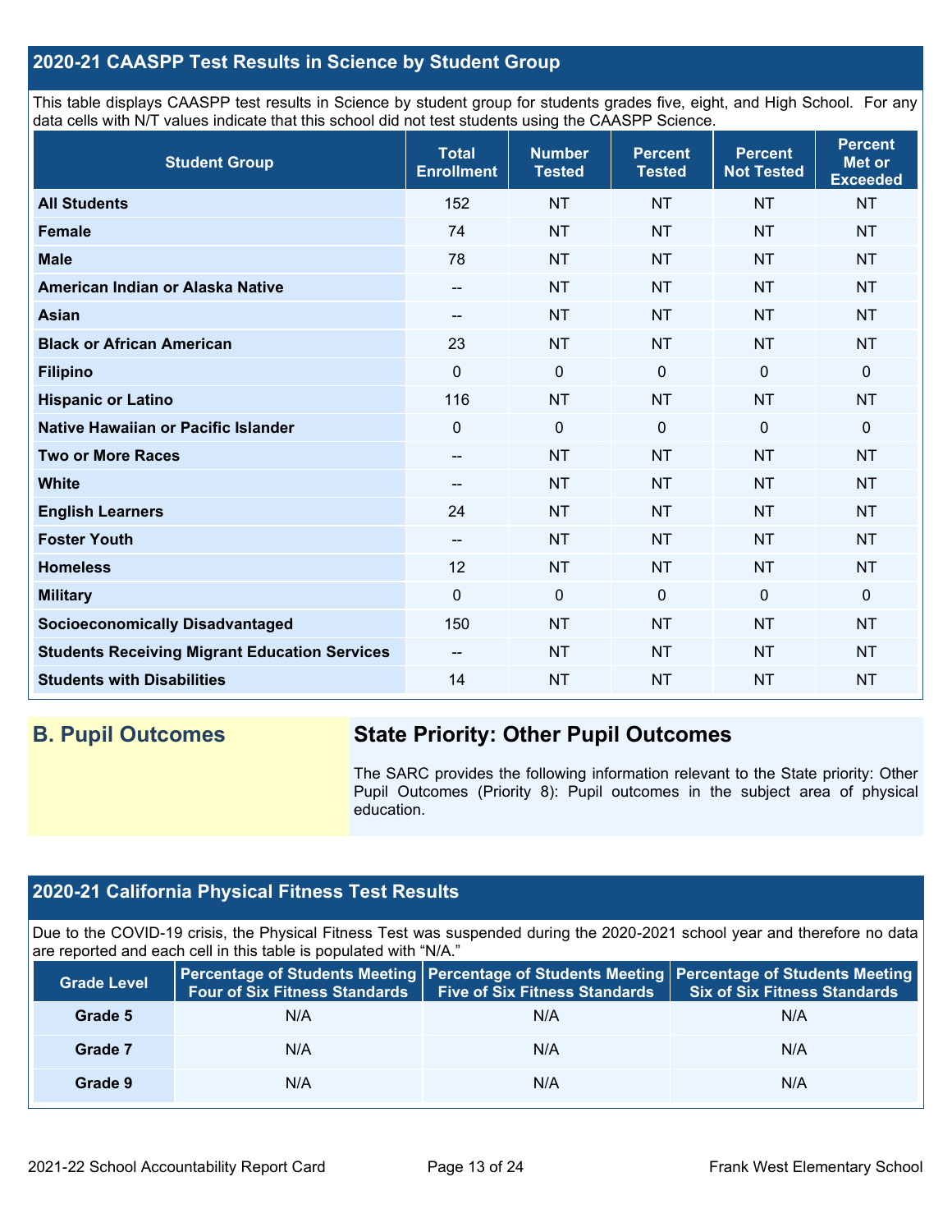## 2020-21 CAASPP Test Results in Science by Student Group

This table displays CAASPP test results in Science by student group for students grades five, eight, and High School. For any data cells with N/T values indicate that this school did not test students using the CAASPP Science.

| Student Group | Total Enrollment | Number Tested | Percent Tested | Percent Not Tested | Percent Met or Exceeded |
|---|---|---|---|---|---|
| **All Students** | 152 | NT | NT | NT | NT |
| **Female** | 74 | NT | NT | NT | NT |
| **Male** | 78 | NT | NT | NT | NT |
| **American Indian or Alaska Native** | -- | NT | NT | NT | NT |
| **Asian** | -- | NT | NT | NT | NT |
| **Black or African American** | 23 | NT | NT | NT | NT |
| **Filipino** | 0 | 0 | 0 | 0 | 0 |
| **Hispanic or Latino** | 116 | NT | NT | NT | NT |
| **Native Hawaiian or Pacific Islander** | 0 | 0 | 0 | 0 | 0 |
| **Two or More Races** | -- | NT | NT | NT | NT |
| **White** | -- | NT | NT | NT | NT |
| **English Learners** | 24 | NT | NT | NT | NT |
| **Foster Youth** | -- | NT | NT | NT | NT |
| **Homeless** | 12 | NT | NT | NT | NT |
| **Military** | 0 | 0 | 0 | 0 | 0 |
| **Socioeconomically Disadvantaged** | 150 | NT | NT | NT | NT |
| **Students Receiving Migrant Education Services** | -- | NT | NT | NT | NT |
| **Students with Disabilities** | 14 | NT | NT | NT | NT |

## B. Pupil Outcomes

### State Priority: Other Pupil Outcomes

The SARC provides the following information relevant to the State priority: Other Pupil Outcomes (Priority 8): Pupil outcomes in the subject area of physical education.

## 2020-21 California Physical Fitness Test Results

Due to the COVID-19 crisis, the Physical Fitness Test was suspended during the 2020-2021 school year and therefore no data are reported and each cell in this table is populated with "N/A."

| Grade Level | Percentage of Students Meeting Four of Six Fitness Standards | Percentage of Students Meeting Five of Six Fitness Standards | Percentage of Students Meeting Six of Six Fitness Standards |
|---|---|---|---|
| **Grade 5** | N/A | N/A | N/A |
| **Grade 7** | N/A | N/A | N/A |
| **Grade 9** | N/A | N/A | N/A |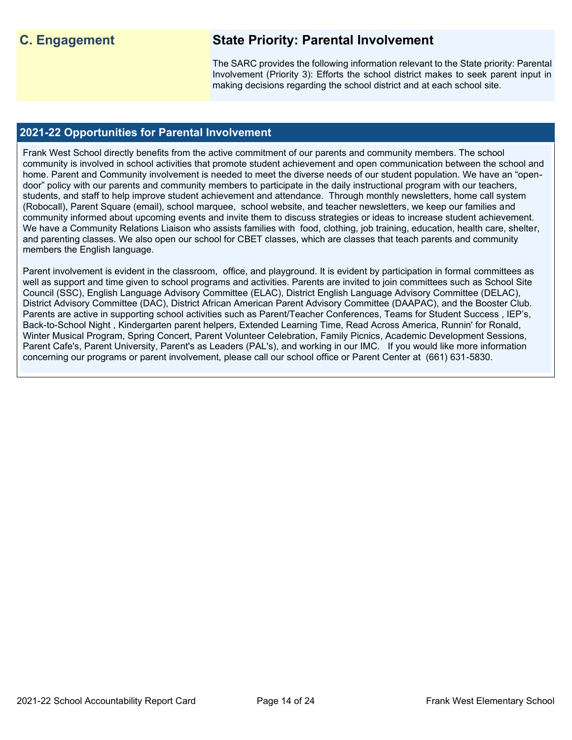## C. Engagement

## State Priority: Parental Involvement

The SARC provides the following information relevant to the State priority: Parental Involvement (Priority 3): Efforts the school district makes to seek parent input in making decisions regarding the school district and at each school site.

### 2021-22 Opportunities for Parental Involvement

Frank West School directly benefits from the active commitment of our parents and community members. The school community is involved in school activities that promote student achievement and open communication between the school and home. Parent and Community involvement is needed to meet the diverse needs of our student population. We have an "open-door" policy with our parents and community members to participate in the daily instructional program with our teachers, students, and staff to help improve student achievement and attendance. Through monthly newsletters, home call system (Robocall), Parent Square (email), school marquee, school website, and teacher newsletters, we keep our families and community informed about upcoming events and invite them to discuss strategies or ideas to increase student achievement. We have a Community Relations Liaison who assists families with food, clothing, job training, education, health care, shelter, and parenting classes. We also open our school for CBET classes, which are classes that teach parents and community members the English language.

Parent involvement is evident in the classroom, office, and playground. It is evident by participation in formal committees as well as support and time given to school programs and activities. Parents are invited to join committees such as School Site Council (SSC), English Language Advisory Committee (ELAC), District English Language Advisory Committee (DELAC), District Advisory Committee (DAC), District African American Parent Advisory Committee (DAAPAC), and the Booster Club. Parents are active in supporting school activities such as Parent/Teacher Conferences, Teams for Student Success , IEP's, Back-to-School Night , Kindergarten parent helpers, Extended Learning Time, Read Across America, Runnin' for Ronald, Winter Musical Program, Spring Concert, Parent Volunteer Celebration, Family Picnics, Academic Development Sessions, Parent Cafe's, Parent University, Parent's as Leaders (PAL's), and working in our IMC. If you would like more information concerning our programs or parent involvement, please call our school office or Parent Center at (661) 631-5830.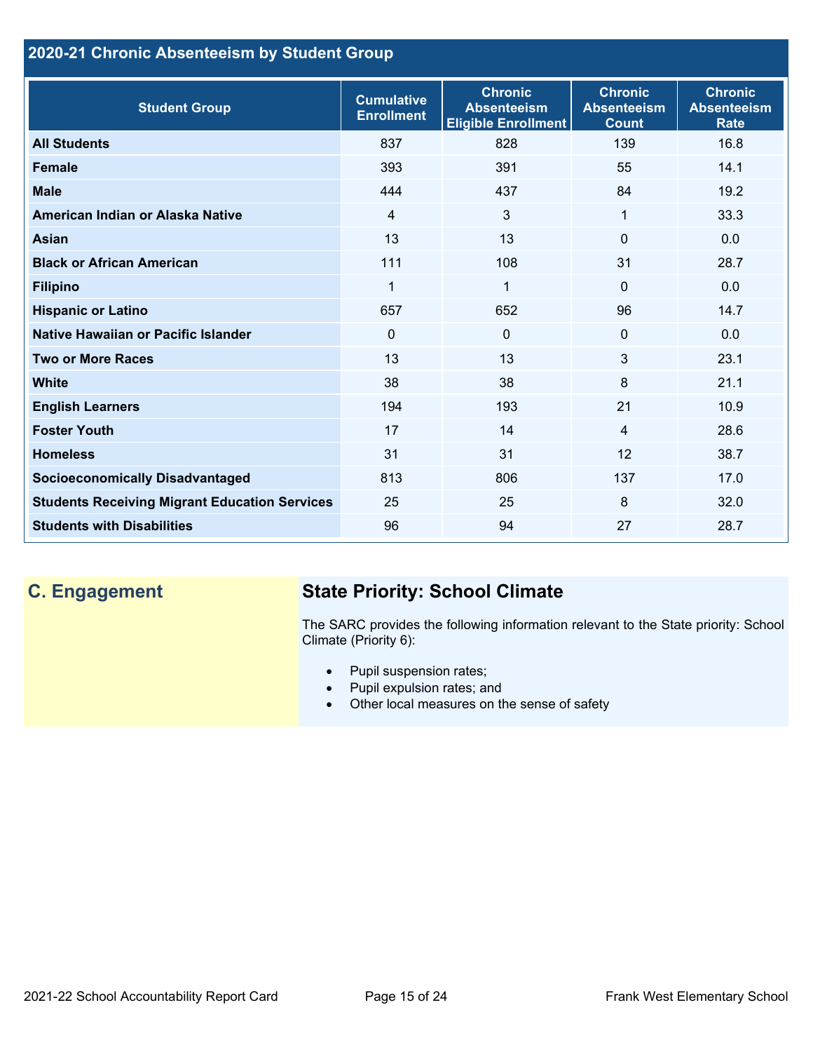## 2020-21 Chronic Absenteeism by Student Group

| Student Group | Cumulative Enrollment | Chronic Absenteeism Eligible Enrollment | Chronic Absenteeism Count | Chronic Absenteeism Rate |
|---|---|---|---|---|
| **All Students** | 837 | 828 | 139 | 16.8 |
| **Female** | 393 | 391 | 55 | 14.1 |
| **Male** | 444 | 437 | 84 | 19.2 |
| **American Indian or Alaska Native** | 4 | 3 | 1 | 33.3 |
| **Asian** | 13 | 13 | 0 | 0.0 |
| **Black or African American** | 111 | 108 | 31 | 28.7 |
| **Filipino** | 1 | 1 | 0 | 0.0 |
| **Hispanic or Latino** | 657 | 652 | 96 | 14.7 |
| **Native Hawaiian or Pacific Islander** | 0 | 0 | 0 | 0.0 |
| **Two or More Races** | 13 | 13 | 3 | 23.1 |
| **White** | 38 | 38 | 8 | 21.1 |
| **English Learners** | 194 | 193 | 21 | 10.9 |
| **Foster Youth** | 17 | 14 | 4 | 28.6 |
| **Homeless** | 31 | 31 | 12 | 38.7 |
| **Socioeconomically Disadvantaged** | 813 | 806 | 137 | 17.0 |
| **Students Receiving Migrant Education Services** | 25 | 25 | 8 | 32.0 |
| **Students with Disabilities** | 96 | 94 | 27 | 28.7 |

## C. Engagement

### State Priority: School Climate

The SARC provides the following information relevant to the State priority: School Climate (Priority 6):

- Pupil suspension rates;
- Pupil expulsion rates; and
- Other local measures on the sense of safety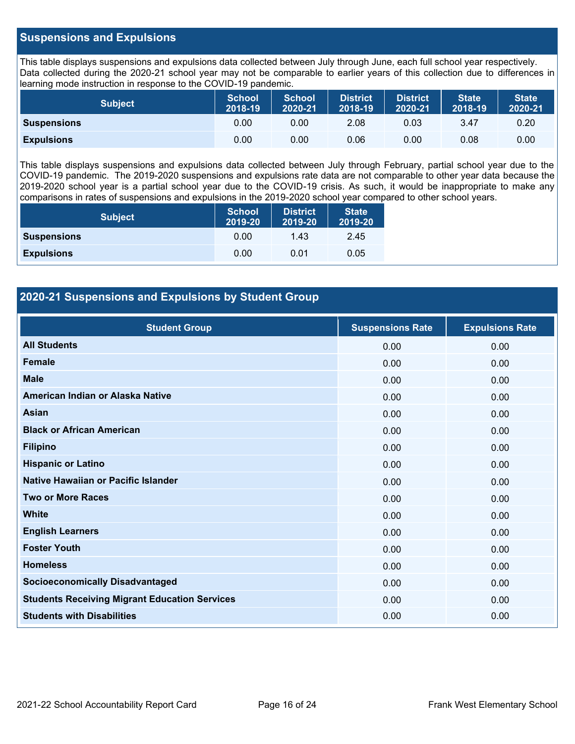## Suspensions and Expulsions

This table displays suspensions and expulsions data collected between July through June, each full school year respectively. Data collected during the 2020-21 school year may not be comparable to earlier years of this collection due to differences in learning mode instruction in response to the COVID-19 pandemic.

| Subject | School 2018-19 | School 2020-21 | District 2018-19 | District 2020-21 | State 2018-19 | State 2020-21 |
|---|---|---|---|---|---|---|
| **Suspensions** | 0.00 | 0.00 | 2.08 | 0.03 | 3.47 | 0.20 |
| **Expulsions** | 0.00 | 0.00 | 0.06 | 0.00 | 0.08 | 0.00 |

This table displays suspensions and expulsions data collected between July through February, partial school year due to the COVID-19 pandemic. The 2019-2020 suspensions and expulsions rate data are not comparable to other year data because the 2019-2020 school year is a partial school year due to the COVID-19 crisis. As such, it would be inappropriate to make any comparisons in rates of suspensions and expulsions in the 2019-2020 school year compared to other school years.

| Subject | School 2019-20 | District 2019-20 | State 2019-20 |
|---|---|---|---|
| **Suspensions** | 0.00 | 1.43 | 2.45 |
| **Expulsions** | 0.00 | 0.01 | 0.05 |

## 2020-21 Suspensions and Expulsions by Student Group

| Student Group | Suspensions Rate | Expulsions Rate |
|---|---|---|
| **All Students** | 0.00 | 0.00 |
| **Female** | 0.00 | 0.00 |
| **Male** | 0.00 | 0.00 |
| **American Indian or Alaska Native** | 0.00 | 0.00 |
| **Asian** | 0.00 | 0.00 |
| **Black or African American** | 0.00 | 0.00 |
| **Filipino** | 0.00 | 0.00 |
| **Hispanic or Latino** | 0.00 | 0.00 |
| **Native Hawaiian or Pacific Islander** | 0.00 | 0.00 |
| **Two or More Races** | 0.00 | 0.00 |
| **White** | 0.00 | 0.00 |
| **English Learners** | 0.00 | 0.00 |
| **Foster Youth** | 0.00 | 0.00 |
| **Homeless** | 0.00 | 0.00 |
| **Socioeconomically Disadvantaged** | 0.00 | 0.00 |
| **Students Receiving Migrant Education Services** | 0.00 | 0.00 |
| **Students with Disabilities** | 0.00 | 0.00 |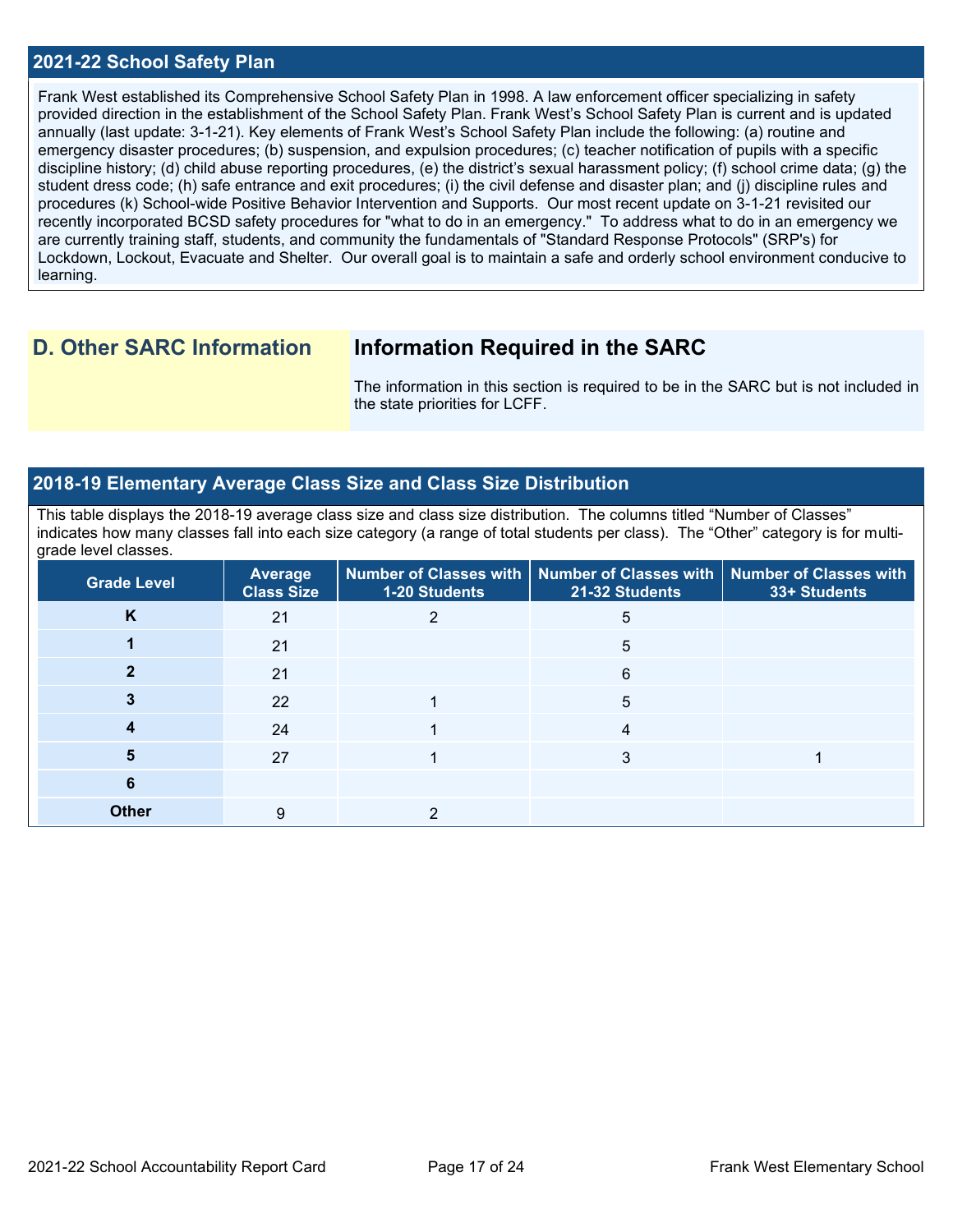## 2021-22 School Safety Plan

Frank West established its Comprehensive School Safety Plan in 1998. A law enforcement officer specializing in safety provided direction in the establishment of the School Safety Plan. Frank West's School Safety Plan is current and is updated annually (last update: 3-1-21). Key elements of Frank West's School Safety Plan include the following: (a) routine and emergency disaster procedures; (b) suspension, and expulsion procedures; (c) teacher notification of pupils with a specific discipline history; (d) child abuse reporting procedures, (e) the district's sexual harassment policy; (f) school crime data; (g) the student dress code; (h) safe entrance and exit procedures; (i) the civil defense and disaster plan; and (j) discipline rules and procedures (k) School-wide Positive Behavior Intervention and Supports. Our most recent update on 3-1-21 revisited our recently incorporated BCSD safety procedures for "what to do in an emergency." To address what to do in an emergency we are currently training staff, students, and community the fundamentals of "Standard Response Protocols" (SRP's) for Lockdown, Lockout, Evacuate and Shelter. Our overall goal is to maintain a safe and orderly school environment conducive to learning.

## D. Other SARC Information

### Information Required in the SARC

The information in this section is required to be in the SARC but is not included in the state priorities for LCFF.

## 2018-19 Elementary Average Class Size and Class Size Distribution

This table displays the 2018-19 average class size and class size distribution. The columns titled "Number of Classes" indicates how many classes fall into each size category (a range of total students per class). The "Other" category is for multi-grade level classes.

| Grade Level | Average Class Size | Number of Classes with 1-20 Students | Number of Classes with 21-32 Students | Number of Classes with 33+ Students |
|---|---|---|---|---|
| K | 21 | 2 | 5 | |
| 1 | 21 | | 5 | |
| 2 | 21 | | 6 | |
| 3 | 22 | 1 | 5 | |
| 4 | 24 | 1 | 4 | |
| 5 | 27 | 1 | 3 | 1 |
| 6 | | | | |
| Other | 9 | 2 | | |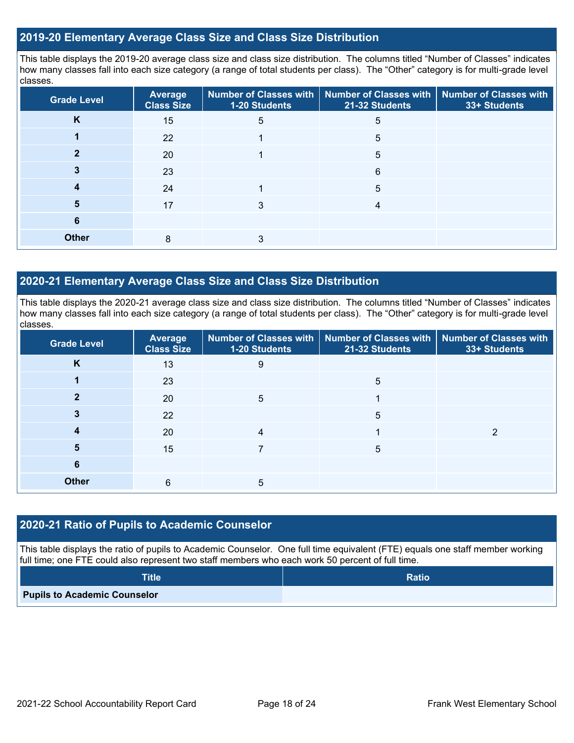## 2019-20 Elementary Average Class Size and Class Size Distribution

This table displays the 2019-20 average class size and class size distribution. The columns titled "Number of Classes" indicates how many classes fall into each size category (a range of total students per class). The "Other" category is for multi-grade level classes.

| Grade Level | Average Class Size | Number of Classes with 1-20 Students | Number of Classes with 21-32 Students | Number of Classes with 33+ Students |
|---|---|---|---|---|
| **K** | 15 | 5 | 5 | |
| **1** | 22 | 1 | 5 | |
| **2** | 20 | 1 | 5 | |
| **3** | 23 | | 6 | |
| **4** | 24 | 1 | 5 | |
| **5** | 17 | 3 | 4 | |
| **6** | | | | |
| **Other** | 8 | 3 | | |

## 2020-21 Elementary Average Class Size and Class Size Distribution

This table displays the 2020-21 average class size and class size distribution. The columns titled "Number of Classes" indicates how many classes fall into each size category (a range of total students per class). The "Other" category is for multi-grade level classes.

| Grade Level | Average Class Size | Number of Classes with 1-20 Students | Number of Classes with 21-32 Students | Number of Classes with 33+ Students |
|---|---|---|---|---|
| **K** | 13 | 9 | | |
| **1** | 23 | | 5 | |
| **2** | 20 | 5 | 1 | |
| **3** | 22 | | 5 | |
| **4** | 20 | 4 | 1 | 2 |
| **5** | 15 | 7 | 5 | |
| **6** | | | | |
| **Other** | 6 | 5 | | |

## 2020-21 Ratio of Pupils to Academic Counselor

This table displays the ratio of pupils to Academic Counselor. One full time equivalent (FTE) equals one staff member working full time; one FTE could also represent two staff members who each work 50 percent of full time.

| Title | Ratio |
|---|---|
| **Pupils to Academic Counselor** | |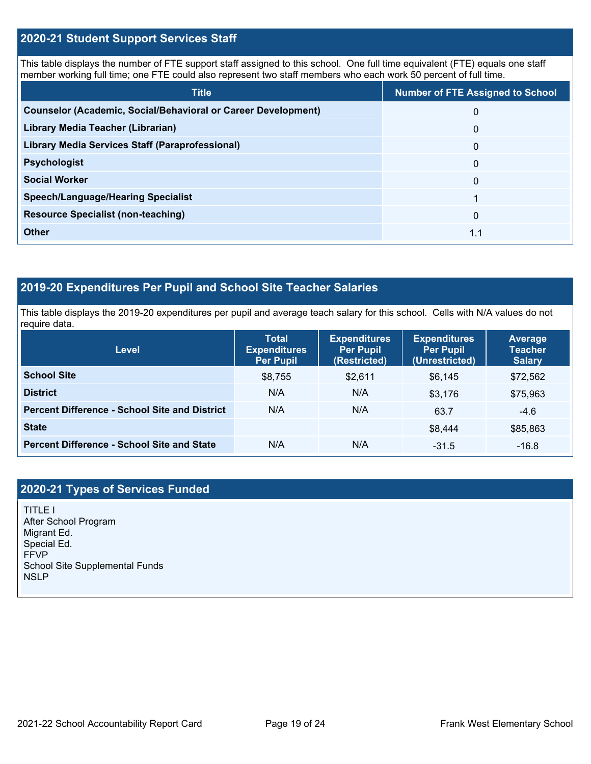## 2020-21 Student Support Services Staff

This table displays the number of FTE support staff assigned to this school. One full time equivalent (FTE) equals one staff member working full time; one FTE could also represent two staff members who each work 50 percent of full time.

| Title | Number of FTE Assigned to School |
|---|---|
| **Counselor (Academic, Social/Behavioral or Career Development)** | 0 |
| **Library Media Teacher (Librarian)** | 0 |
| **Library Media Services Staff (Paraprofessional)** | 0 |
| **Psychologist** | 0 |
| **Social Worker** | 0 |
| **Speech/Language/Hearing Specialist** | 1 |
| **Resource Specialist (non-teaching)** | 0 |
| **Other** | 1.1 |

## 2019-20 Expenditures Per Pupil and School Site Teacher Salaries

This table displays the 2019-20 expenditures per pupil and average teach salary for this school. Cells with N/A values do not require data.

| Level | Total Expenditures Per Pupil | Expenditures Per Pupil (Restricted) | Expenditures Per Pupil (Unrestricted) | Average Teacher Salary |
|---|---|---|---|---|
| **School Site** | $8,755 | $2,611 | $6,145 | $72,562 |
| **District** | N/A | N/A | $3,176 | $75,963 |
| **Percent Difference - School Site and District** | N/A | N/A | 63.7 | -4.6 |
| **State** | | | $8,444 | $85,863 |
| **Percent Difference - School Site and State** | N/A | N/A | -31.5 | -16.8 |

## 2020-21 Types of Services Funded

TITLE I
After School Program
Migrant Ed.
Special Ed.
FFVP
School Site Supplemental Funds
NSLP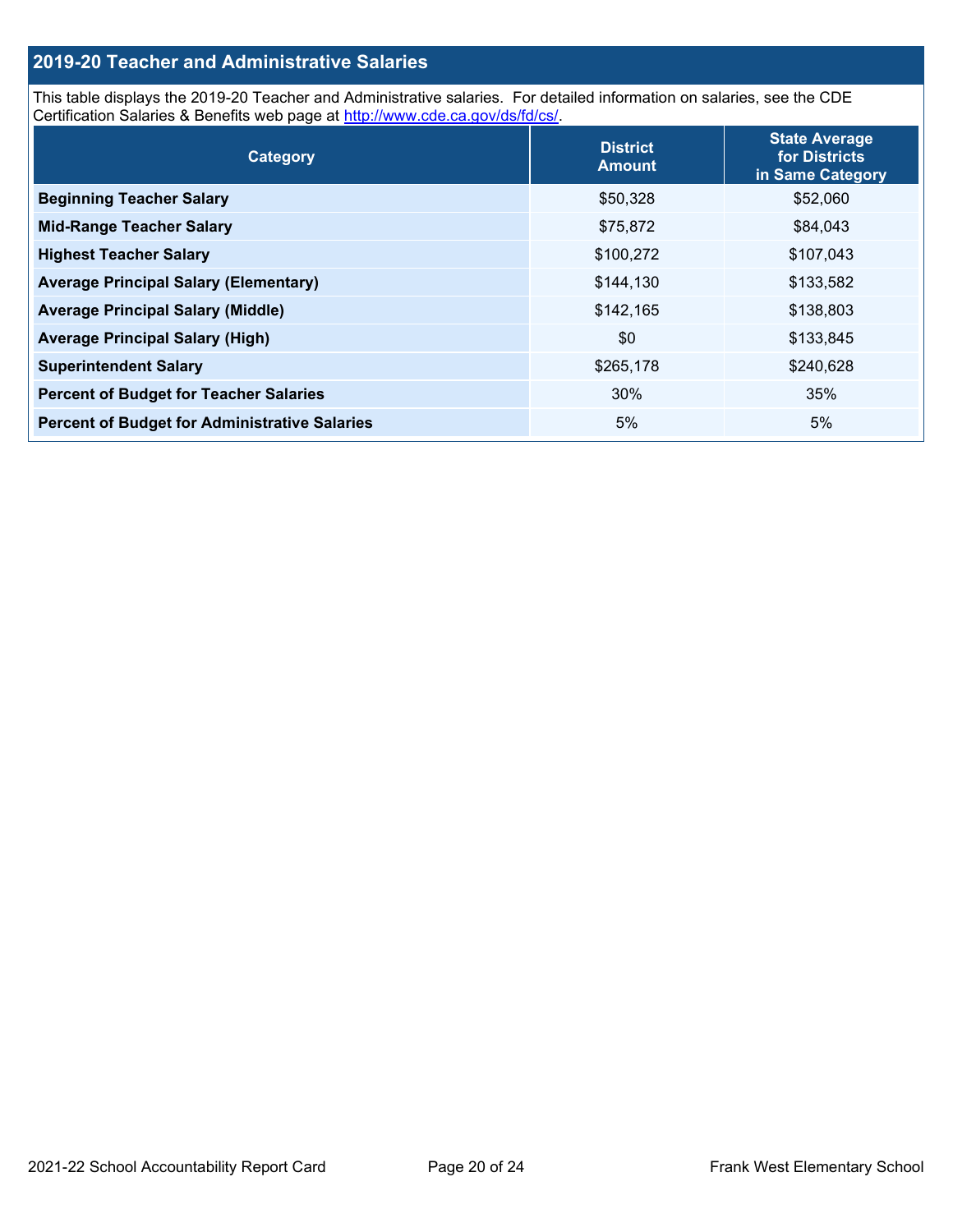## 2019-20 Teacher and Administrative Salaries

This table displays the 2019-20 Teacher and Administrative salaries. For detailed information on salaries, see the CDE Certification Salaries & Benefits web page at http://www.cde.ca.gov/ds/fd/cs/.

| Category | District Amount | State Average for Districts in Same Category |
|---|---|---|
| **Beginning Teacher Salary** | $50,328 | $52,060 |
| **Mid-Range Teacher Salary** | $75,872 | $84,043 |
| **Highest Teacher Salary** | $100,272 | $107,043 |
| **Average Principal Salary (Elementary)** | $144,130 | $133,582 |
| **Average Principal Salary (Middle)** | $142,165 | $138,803 |
| **Average Principal Salary (High)** | $0 | $133,845 |
| **Superintendent Salary** | $265,178 | $240,628 |
| **Percent of Budget for Teacher Salaries** | 30% | 35% |
| **Percent of Budget for Administrative Salaries** | 5% | 5% |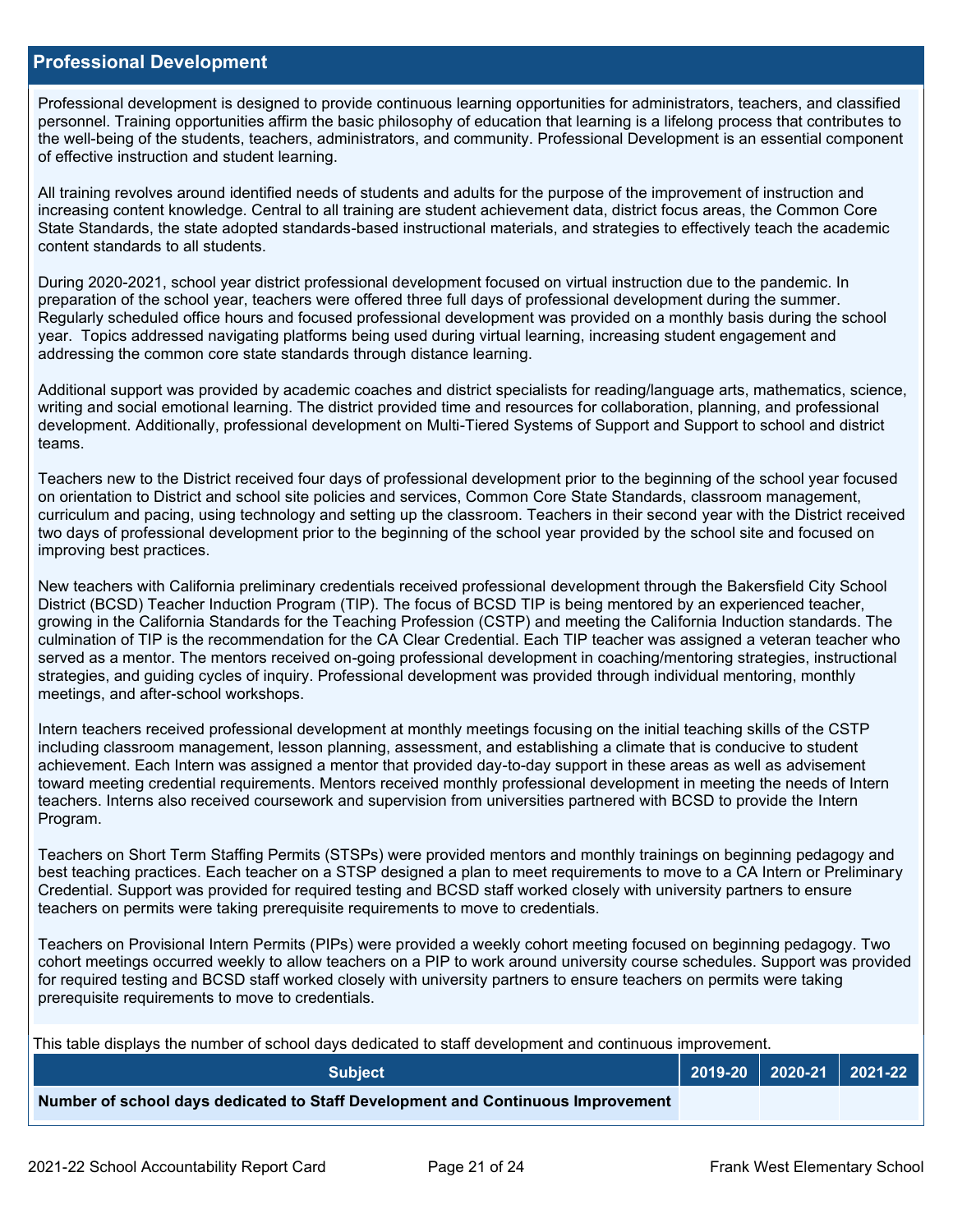## Professional Development

Professional development is designed to provide continuous learning opportunities for administrators, teachers, and classified personnel. Training opportunities affirm the basic philosophy of education that learning is a lifelong process that contributes to the well-being of the students, teachers, administrators, and community. Professional Development is an essential component of effective instruction and student learning.

All training revolves around identified needs of students and adults for the purpose of the improvement of instruction and increasing content knowledge. Central to all training are student achievement data, district focus areas, the Common Core State Standards, the state adopted standards-based instructional materials, and strategies to effectively teach the academic content standards to all students.

During 2020-2021, school year district professional development focused on virtual instruction due to the pandemic. In preparation of the school year, teachers were offered three full days of professional development during the summer. Regularly scheduled office hours and focused professional development was provided on a monthly basis during the school year. Topics addressed navigating platforms being used during virtual learning, increasing student engagement and addressing the common core state standards through distance learning.

Additional support was provided by academic coaches and district specialists for reading/language arts, mathematics, science, writing and social emotional learning. The district provided time and resources for collaboration, planning, and professional development. Additionally, professional development on Multi-Tiered Systems of Support and Support to school and district teams.

Teachers new to the District received four days of professional development prior to the beginning of the school year focused on orientation to District and school site policies and services, Common Core State Standards, classroom management, curriculum and pacing, using technology and setting up the classroom. Teachers in their second year with the District received two days of professional development prior to the beginning of the school year provided by the school site and focused on improving best practices.

New teachers with California preliminary credentials received professional development through the Bakersfield City School District (BCSD) Teacher Induction Program (TIP). The focus of BCSD TIP is being mentored by an experienced teacher, growing in the California Standards for the Teaching Profession (CSTP) and meeting the California Induction standards. The culmination of TIP is the recommendation for the CA Clear Credential. Each TIP teacher was assigned a veteran teacher who served as a mentor. The mentors received on-going professional development in coaching/mentoring strategies, instructional strategies, and guiding cycles of inquiry. Professional development was provided through individual mentoring, monthly meetings, and after-school workshops.

Intern teachers received professional development at monthly meetings focusing on the initial teaching skills of the CSTP including classroom management, lesson planning, assessment, and establishing a climate that is conducive to student achievement. Each Intern was assigned a mentor that provided day-to-day support in these areas as well as advisement toward meeting credential requirements. Mentors received monthly professional development in meeting the needs of Intern teachers. Interns also received coursework and supervision from universities partnered with BCSD to provide the Intern Program.

Teachers on Short Term Staffing Permits (STSPs) were provided mentors and monthly trainings on beginning pedagogy and best teaching practices. Each teacher on a STSP designed a plan to meet requirements to move to a CA Intern or Preliminary Credential. Support was provided for required testing and BCSD staff worked closely with university partners to ensure teachers on permits were taking prerequisite requirements to move to credentials.

Teachers on Provisional Intern Permits (PIPs) were provided a weekly cohort meeting focused on beginning pedagogy. Two cohort meetings occurred weekly to allow teachers on a PIP to work around university course schedules. Support was provided for required testing and BCSD staff worked closely with university partners to ensure teachers on permits were taking prerequisite requirements to move to credentials.

This table displays the number of school days dedicated to staff development and continuous improvement.

| Subject | 2019-20 | 2020-21 | 2021-22 |
|---|---|---|---|
| **Number of school days dedicated to Staff Development and Continuous Improvement** | | | |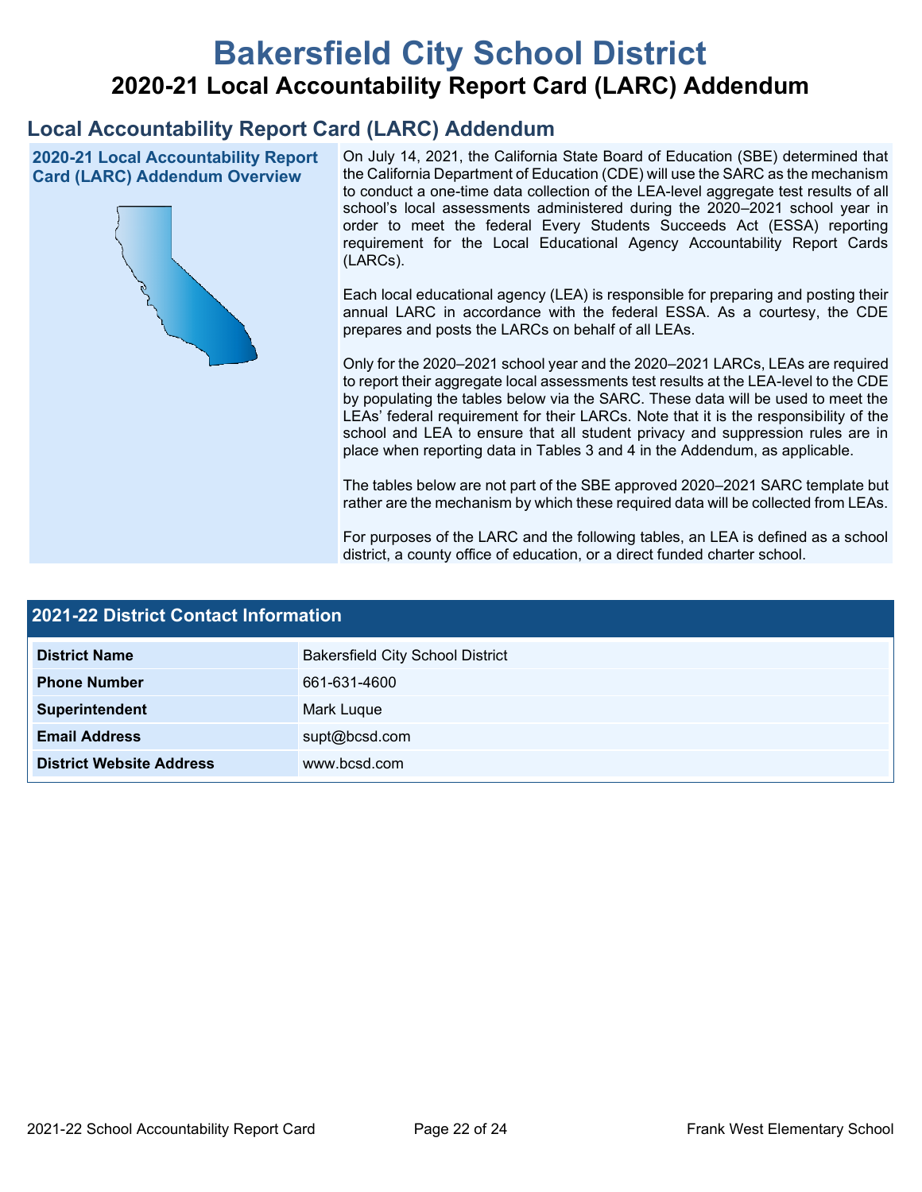# Bakersfield City School District

## 2020-21 Local Accountability Report Card (LARC) Addendum

## Local Accountability Report Card (LARC) Addendum

### 2020-21 Local Accountability Report Card (LARC) Addendum Overview

On July 14, 2021, the California State Board of Education (SBE) determined that the California Department of Education (CDE) will use the SARC as the mechanism to conduct a one-time data collection of the LEA-level aggregate test results of all school's local assessments administered during the 2020–2021 school year in order to meet the federal Every Students Succeeds Act (ESSA) reporting requirement for the Local Educational Agency Accountability Report Cards (LARCs).

Each local educational agency (LEA) is responsible for preparing and posting their annual LARC in accordance with the federal ESSA. As a courtesy, the CDE prepares and posts the LARCs on behalf of all LEAs.

Only for the 2020–2021 school year and the 2020–2021 LARCs, LEAs are required to report their aggregate local assessments test results at the LEA-level to the CDE by populating the tables below via the SARC. These data will be used to meet the LEAs' federal requirement for their LARCs. Note that it is the responsibility of the school and LEA to ensure that all student privacy and suppression rules are in place when reporting data in Tables 3 and 4 in the Addendum, as applicable.

The tables below are not part of the SBE approved 2020–2021 SARC template but rather are the mechanism by which these required data will be collected from LEAs.

For purposes of the LARC and the following tables, an LEA is defined as a school district, a county office of education, or a direct funded charter school.

### 2021-22 District Contact Information

| 2021-22 District Contact Information | |
|---|---|
| **District Name** | Bakersfield City School District |
| **Phone Number** | 661-631-4600 |
| **Superintendent** | Mark Luque |
| **Email Address** | supt@bcsd.com |
| **District Website Address** | www.bcsd.com |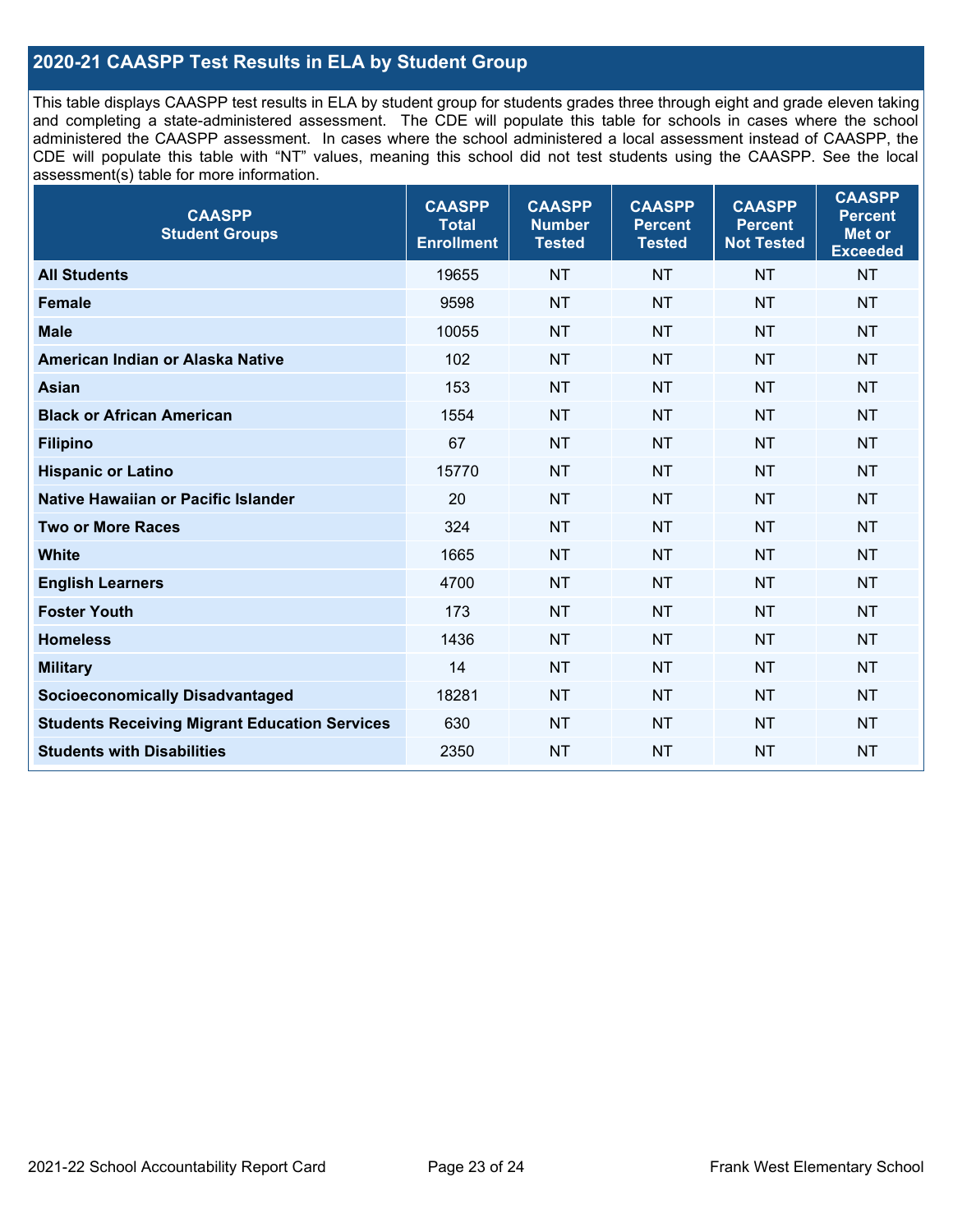## 2020-21 CAASPP Test Results in ELA by Student Group

This table displays CAASPP test results in ELA by student group for students grades three through eight and grade eleven taking and completing a state-administered assessment. The CDE will populate this table for schools in cases where the school administered the CAASPP assessment. In cases where the school administered a local assessment instead of CAASPP, the CDE will populate this table with "NT" values, meaning this school did not test students using the CAASPP. See the local assessment(s) table for more information.

| CAASPP Student Groups | CAASPP Total Enrollment | CAASPP Number Tested | CAASPP Percent Tested | CAASPP Percent Not Tested | CAASPP Percent Met or Exceeded |
|---|---|---|---|---|---|
| **All Students** | 19655 | NT | NT | NT | NT |
| **Female** | 9598 | NT | NT | NT | NT |
| **Male** | 10055 | NT | NT | NT | NT |
| **American Indian or Alaska Native** | 102 | NT | NT | NT | NT |
| **Asian** | 153 | NT | NT | NT | NT |
| **Black or African American** | 1554 | NT | NT | NT | NT |
| **Filipino** | 67 | NT | NT | NT | NT |
| **Hispanic or Latino** | 15770 | NT | NT | NT | NT |
| **Native Hawaiian or Pacific Islander** | 20 | NT | NT | NT | NT |
| **Two or More Races** | 324 | NT | NT | NT | NT |
| **White** | 1665 | NT | NT | NT | NT |
| **English Learners** | 4700 | NT | NT | NT | NT |
| **Foster Youth** | 173 | NT | NT | NT | NT |
| **Homeless** | 1436 | NT | NT | NT | NT |
| **Military** | 14 | NT | NT | NT | NT |
| **Socioeconomically Disadvantaged** | 18281 | NT | NT | NT | NT |
| **Students Receiving Migrant Education Services** | 630 | NT | NT | NT | NT |
| **Students with Disabilities** | 2350 | NT | NT | NT | NT |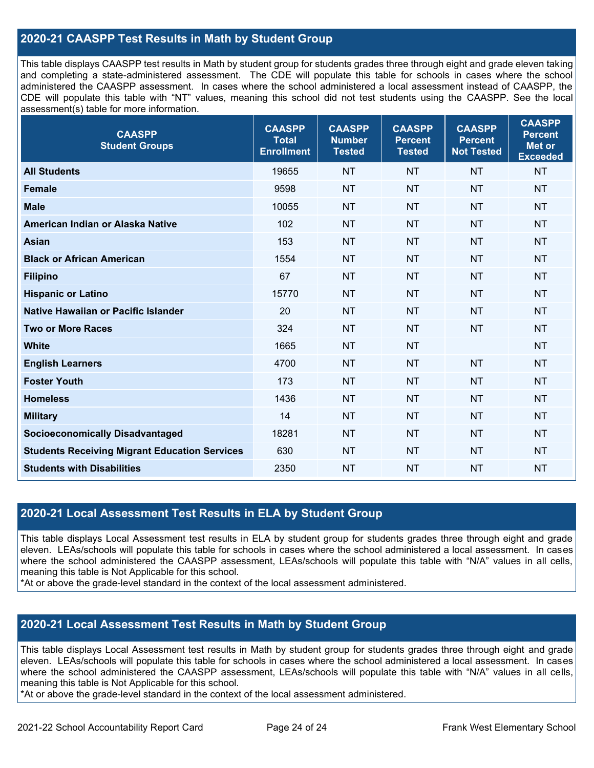## 2020-21 CAASPP Test Results in Math by Student Group

This table displays CAASPP test results in Math by student group for students grades three through eight and grade eleven taking and completing a state-administered assessment. The CDE will populate this table for schools in cases where the school administered the CAASPP assessment. In cases where the school administered a local assessment instead of CAASPP, the CDE will populate this table with "NT" values, meaning this school did not test students using the CAASPP. See the local assessment(s) table for more information.

| CAASPP Student Groups | CAASPP Total Enrollment | CAASPP Number Tested | CAASPP Percent Tested | CAASPP Percent Not Tested | CAASPP Percent Met or Exceeded |
|---|---|---|---|---|---|
| **All Students** | 19655 | NT | NT | NT | NT |
| **Female** | 9598 | NT | NT | NT | NT |
| **Male** | 10055 | NT | NT | NT | NT |
| **American Indian or Alaska Native** | 102 | NT | NT | NT | NT |
| **Asian** | 153 | NT | NT | NT | NT |
| **Black or African American** | 1554 | NT | NT | NT | NT |
| **Filipino** | 67 | NT | NT | NT | NT |
| **Hispanic or Latino** | 15770 | NT | NT | NT | NT |
| **Native Hawaiian or Pacific Islander** | 20 | NT | NT | NT | NT |
| **Two or More Races** | 324 | NT | NT | NT | NT |
| **White** | 1665 | NT | NT | | NT |
| **English Learners** | 4700 | NT | NT | NT | NT |
| **Foster Youth** | 173 | NT | NT | NT | NT |
| **Homeless** | 1436 | NT | NT | NT | NT |
| **Military** | 14 | NT | NT | NT | NT |
| **Socioeconomically Disadvantaged** | 18281 | NT | NT | NT | NT |
| **Students Receiving Migrant Education Services** | 630 | NT | NT | NT | NT |
| **Students with Disabilities** | 2350 | NT | NT | NT | NT |

## 2020-21 Local Assessment Test Results in ELA by Student Group

This table displays Local Assessment test results in ELA by student group for students grades three through eight and grade eleven. LEAs/schools will populate this table for schools in cases where the school administered a local assessment. In cases where the school administered the CAASPP assessment, LEAs/schools will populate this table with "N/A" values in all cells, meaning this table is Not Applicable for this school.

*At or above the grade-level standard in the context of the local assessment administered.

## 2020-21 Local Assessment Test Results in Math by Student Group

This table displays Local Assessment test results in Math by student group for students grades three through eight and grade eleven. LEAs/schools will populate this table for schools in cases where the school administered a local assessment. In cases where the school administered the CAASPP assessment, LEAs/schools will populate this table with "N/A" values in all cells, meaning this table is Not Applicable for this school.

*At or above the grade-level standard in the context of the local assessment administered.